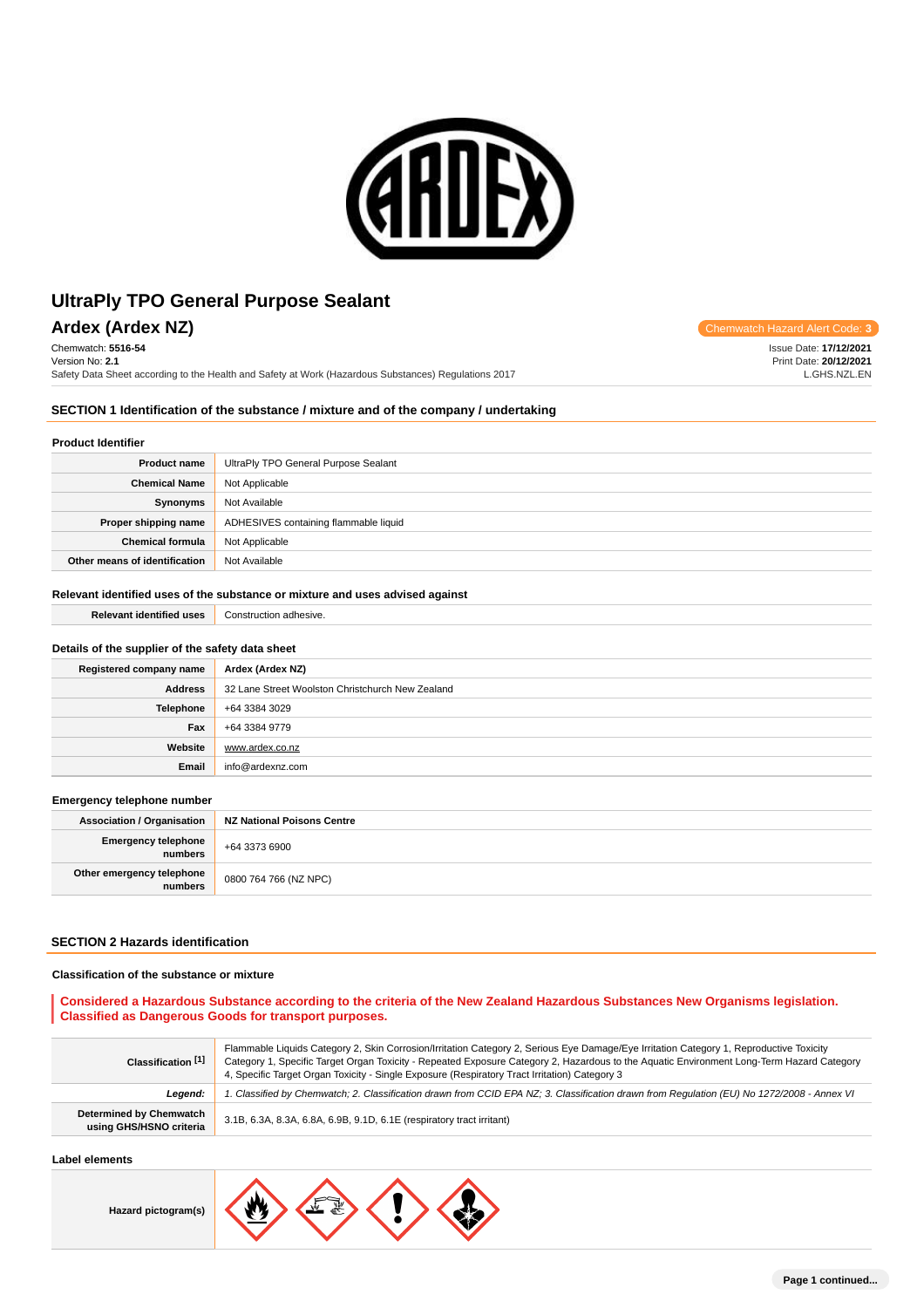# UltraPly TPO General Purpose Sealant

## Ardex (Ardex NZ)

Chemwatch Hazard Alert Code: **3**

Chemwatch: **5516-54**
Version No: **2.1**
Safety Data Sheet according to the Health and Safety at Work (Hazardous Substances) Regulations 2017

Issue Date: **17/12/2021**
Print Date: **20/12/2021**
L.GHS.NZL.EN

## SECTION 1 Identification of the substance / mixture and of the company / undertaking

### Product Identifier

| | |
|---|---|
| **Product name** | UltraPly TPO General Purpose Sealant |
| **Chemical Name** | Not Applicable |
| **Synonyms** | Not Available |
| **Proper shipping name** | ADHESIVES containing flammable liquid |
| **Chemical formula** | Not Applicable |
| **Other means of identification** | Not Available |

### Relevant identified uses of the substance or mixture and uses advised against

| | |
|---|---|
| **Relevant identified uses** | Construction adhesive. |

### Details of the supplier of the safety data sheet

| | |
|---|---|
| **Registered company name** | **Ardex (Ardex NZ)** |
| **Address** | 32 Lane Street Woolston Christchurch New Zealand |
| **Telephone** | +64 3384 3029 |
| **Fax** | +64 3384 9779 |
| **Website** | www.ardex.co.nz |
| **Email** | info@ardexnz.com |

### Emergency telephone number

| | |
|---|---|
| **Association / Organisation** | **NZ National Poisons Centre** |
| **Emergency telephone numbers** | +64 3373 6900 |
| **Other emergency telephone numbers** | 0800 764 766 (NZ NPC) |

## SECTION 2 Hazards identification

### Classification of the substance or mixture

**Considered a Hazardous Substance according to the criteria of the New Zealand Hazardous Substances New Organisms legislation. Classified as Dangerous Goods for transport purposes.**

| | |
|---|---|
| **Classification [1]** | Flammable Liquids Category 2, Skin Corrosion/Irritation Category 2, Serious Eye Damage/Eye Irritation Category 1, Reproductive Toxicity Category 1, Specific Target Organ Toxicity - Repeated Exposure Category 2, Hazardous to the Aquatic Environment Long-Term Hazard Category 4, Specific Target Organ Toxicity - Single Exposure (Respiratory Tract Irritation) Category 3 |
| ***Legend:*** | *1. Classified by Chemwatch; 2. Classification drawn from CCID EPA NZ; 3. Classification drawn from Regulation (EU) No 1272/2008 - Annex VI* |
| **Determined by Chemwatch using GHS/HSNO criteria** | 3.1B, 6.3A, 8.3A, 6.8A, 6.9B, 9.1D, 6.1E (respiratory tract irritant) |

### Label elements

| | |
|---|---|
| **Hazard pictogram(s)** | |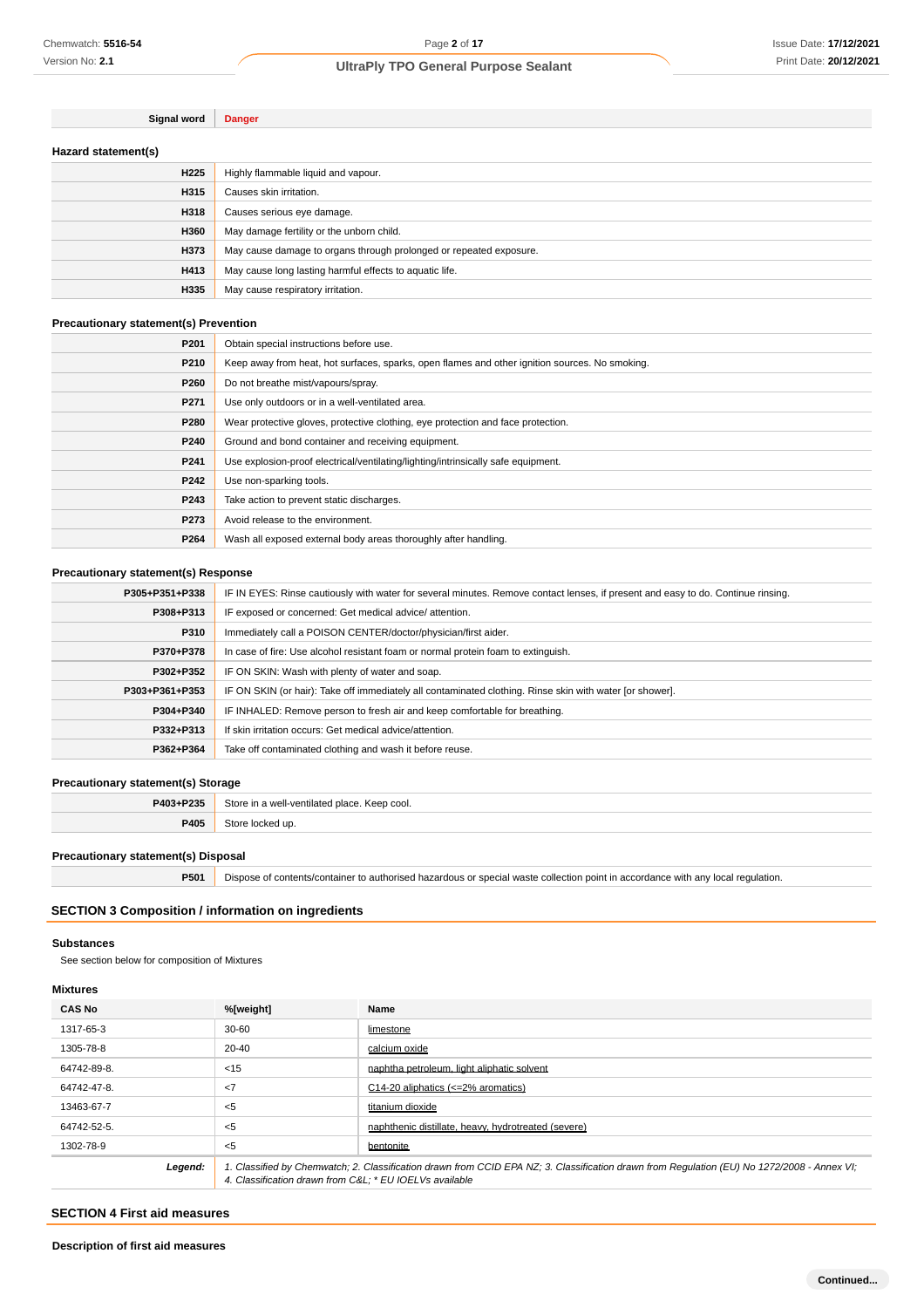| Signal word | Danger |
|---|---|

### Hazard statement(s)

| | |
|---|---|
| H225 | Highly flammable liquid and vapour. |
| H315 | Causes skin irritation. |
| H318 | Causes serious eye damage. |
| H360 | May damage fertility or the unborn child. |
| H373 | May cause damage to organs through prolonged or repeated exposure. |
| H413 | May cause long lasting harmful effects to aquatic life. |
| H335 | May cause respiratory irritation. |

### Precautionary statement(s) Prevention

| | |
|---|---|
| P201 | Obtain special instructions before use. |
| P210 | Keep away from heat, hot surfaces, sparks, open flames and other ignition sources. No smoking. |
| P260 | Do not breathe mist/vapours/spray. |
| P271 | Use only outdoors or in a well-ventilated area. |
| P280 | Wear protective gloves, protective clothing, eye protection and face protection. |
| P240 | Ground and bond container and receiving equipment. |
| P241 | Use explosion-proof electrical/ventilating/lighting/intrinsically safe equipment. |
| P242 | Use non-sparking tools. |
| P243 | Take action to prevent static discharges. |
| P273 | Avoid release to the environment. |
| P264 | Wash all exposed external body areas thoroughly after handling. |

### Precautionary statement(s) Response

| | |
|---|---|
| P305+P351+P338 | IF IN EYES: Rinse cautiously with water for several minutes. Remove contact lenses, if present and easy to do. Continue rinsing. |
| P308+P313 | IF exposed or concerned: Get medical advice/ attention. |
| P310 | Immediately call a POISON CENTER/doctor/physician/first aider. |
| P370+P378 | In case of fire: Use alcohol resistant foam or normal protein foam to extinguish. |
| P302+P352 | IF ON SKIN: Wash with plenty of water and soap. |
| P303+P361+P353 | IF ON SKIN (or hair): Take off immediately all contaminated clothing. Rinse skin with water [or shower]. |
| P304+P340 | IF INHALED: Remove person to fresh air and keep comfortable for breathing. |
| P332+P313 | If skin irritation occurs: Get medical advice/attention. |
| P362+P364 | Take off contaminated clothing and wash it before reuse. |

### Precautionary statement(s) Storage

| | |
|---|---|
| P403+P235 | Store in a well-ventilated place. Keep cool. |
| P405 | Store locked up. |

### Precautionary statement(s) Disposal

| | |
|---|---|
| P501 | Dispose of contents/container to authorised hazardous or special waste collection point in accordance with any local regulation. |

## SECTION 3 Composition / information on ingredients

### Substances

See section below for composition of Mixtures

### Mixtures

| CAS No | %[weight] | Name |
|---|---|---|
| 1317-65-3 | 30-60 | limestone |
| 1305-78-8 | 20-40 | calcium oxide |
| 64742-89-8. | <15 | naphtha petroleum, light aliphatic solvent |
| 64742-47-8. | <7 | C14-20 aliphatics (<=2% aromatics) |
| 13463-67-7 | <5 | titanium dioxide |
| 64742-52-5. | <5 | naphthenic distillate, heavy, hydrotreated (severe) |
| 1302-78-9 | <5 | bentonite |
| ***Legend:*** | *1. Classified by Chemwatch; 2. Classification drawn from CCID EPA NZ; 3. Classification drawn from Regulation (EU) No 1272/2008 - Annex VI; 4. Classification drawn from C&L; * EU IOELVs available* | |

## SECTION 4 First aid measures

### Description of first aid measures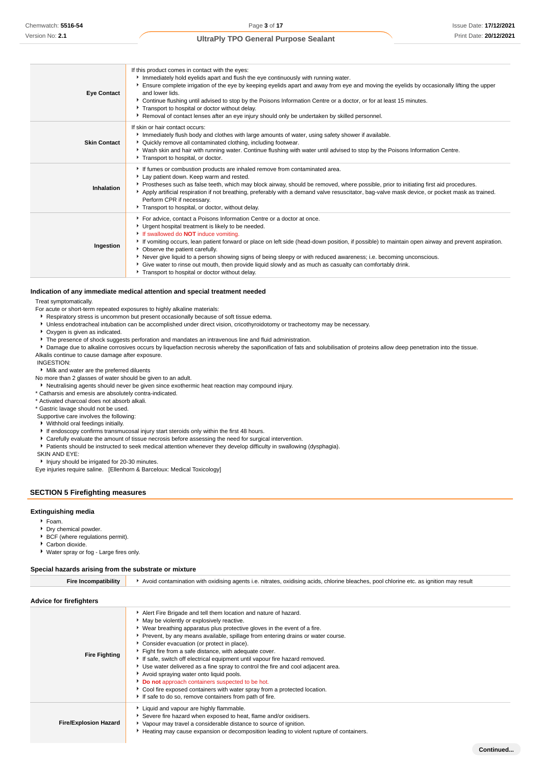| | |
|---|---|
| **Eye Contact** | If this product comes in contact with the eyes:<br>▸ Immediately hold eyelids apart and flush the eye continuously with running water.<br>▸ Ensure complete irrigation of the eye by keeping eyelids apart and away from eye and moving the eyelids by occasionally lifting the upper and lower lids.<br>▸ Continue flushing until advised to stop by the Poisons Information Centre or a doctor, or for at least 15 minutes.<br>▸ Transport to hospital or doctor without delay.<br>▸ Removal of contact lenses after an eye injury should only be undertaken by skilled personnel. |
| **Skin Contact** | If skin or hair contact occurs:<br>▸ Immediately flush body and clothes with large amounts of water, using safety shower if available.<br>▸ Quickly remove all contaminated clothing, including footwear.<br>▸ Wash skin and hair with running water. Continue flushing with water until advised to stop by the Poisons Information Centre.<br>▸ Transport to hospital, or doctor. |
| **Inhalation** | ▸ If fumes or combustion products are inhaled remove from contaminated area.<br>▸ Lay patient down. Keep warm and rested.<br>▸ Prostheses such as false teeth, which may block airway, should be removed, where possible, prior to initiating first aid procedures.<br>▸ Apply artificial respiration if not breathing, preferably with a demand valve resuscitator, bag-valve mask device, or pocket mask as trained. Perform CPR if necessary.<br>▸ Transport to hospital, or doctor, without delay. |
| **Ingestion** | ▸ For advice, contact a Poisons Information Centre or a doctor at once.<br>▸ Urgent hospital treatment is likely to be needed.<br>▸ If swallowed do **NOT** induce vomiting.<br>▸ If vomiting occurs, lean patient forward or place on left side (head-down position, if possible) to maintain open airway and prevent aspiration.<br>▸ Observe the patient carefully.<br>▸ Never give liquid to a person showing signs of being sleepy or with reduced awareness; i.e. becoming unconscious.<br>▸ Give water to rinse out mouth, then provide liquid slowly and as much as casualty can comfortably drink.<br>▸ Transport to hospital or doctor without delay. |

### Indication of any immediate medical attention and special treatment needed

Treat symptomatically.

For acute or short-term repeated exposures to highly alkaline materials:

- Respiratory stress is uncommon but present occasionally because of soft tissue edema.
- Unless endotracheal intubation can be accomplished under direct vision, cricothyroidotomy or tracheotomy may be necessary.
- Oxygen is given as indicated.
- The presence of shock suggests perforation and mandates an intravenous line and fluid administration.
- Damage due to alkaline corrosives occurs by liquefaction necrosis whereby the saponification of fats and solubilisation of proteins allow deep penetration into the tissue.

Alkalis continue to cause damage after exposure.

INGESTION:

- Milk and water are the preferred diluents

No more than 2 glasses of water should be given to an adult.

- Neutralising agents should never be given since exothermic heat reaction may compound injury.

* Catharsis and emesis are absolutely contra-indicated.
* Activated charcoal does not absorb alkali.
* Gastric lavage should not be used.

Supportive care involves the following:

- Withhold oral feedings initially.
- If endoscopy confirms transmucosal injury start steroids only within the first 48 hours.
- Carefully evaluate the amount of tissue necrosis before assessing the need for surgical intervention.
- Patients should be instructed to seek medical attention whenever they develop difficulty in swallowing (dysphagia).

SKIN AND EYE:

- Injury should be irrigated for 20-30 minutes.

Eye injuries require saline. [Ellenhorn & Barceloux: Medical Toxicology]

## SECTION 5 Firefighting measures

### Extinguishing media

- Foam.
- Dry chemical powder.
- BCF (where regulations permit).
- Carbon dioxide.
- Water spray or fog - Large fires only.

### Special hazards arising from the substrate or mixture

| | |
|---|---|
| **Fire Incompatibility** | ▸ Avoid contamination with oxidising agents i.e. nitrates, oxidising acids, chlorine bleaches, pool chlorine etc. as ignition may result |

### Advice for firefighters

| | |
|---|---|
| **Fire Fighting** | ▸ Alert Fire Brigade and tell them location and nature of hazard.<br>▸ May be violently or explosively reactive.<br>▸ Wear breathing apparatus plus protective gloves in the event of a fire.<br>▸ Prevent, by any means available, spillage from entering drains or water course.<br>▸ Consider evacuation (or protect in place).<br>▸ Fight fire from a safe distance, with adequate cover.<br>▸ If safe, switch off electrical equipment until vapour fire hazard removed.<br>▸ Use water delivered as a fine spray to control the fire and cool adjacent area.<br>▸ Avoid spraying water onto liquid pools.<br>▸ **Do not** approach containers suspected to be hot.<br>▸ Cool fire exposed containers with water spray from a protected location.<br>▸ If safe to do so, remove containers from path of fire. |
| **Fire/Explosion Hazard** | ▸ Liquid and vapour are highly flammable.<br>▸ Severe fire hazard when exposed to heat, flame and/or oxidisers.<br>▸ Vapour may travel a considerable distance to source of ignition.<br>▸ Heating may cause expansion or decomposition leading to violent rupture of containers. |

Continued...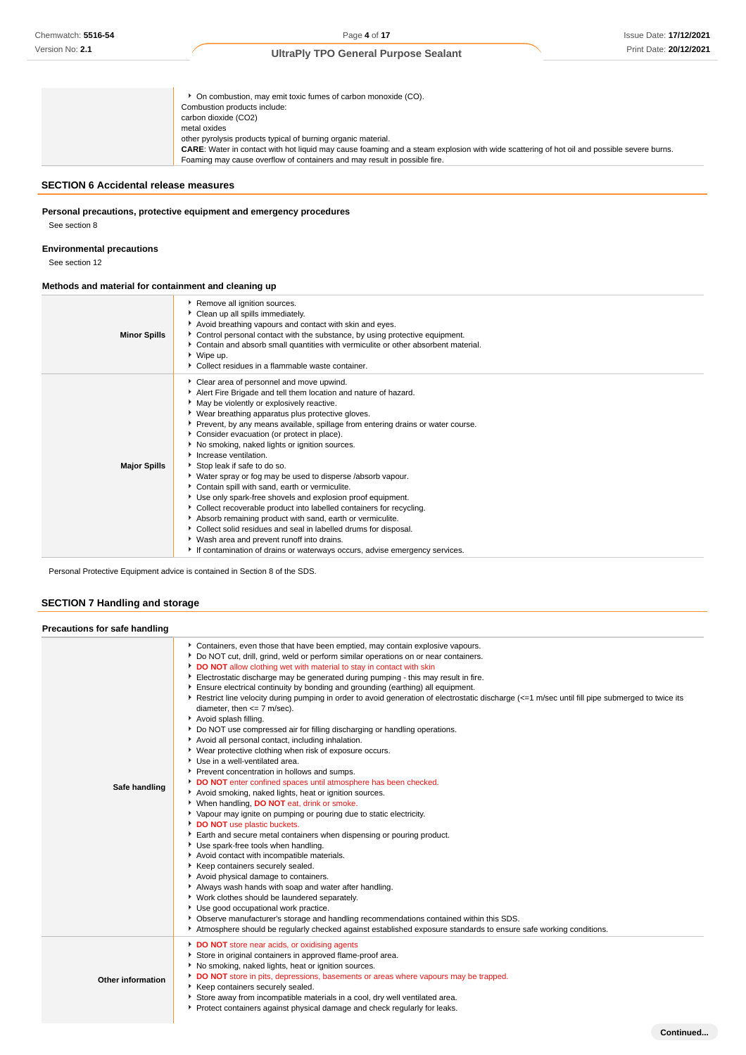| | |
|---|---|
| | ▸ On combustion, may emit toxic fumes of carbon monoxide (CO).<br>Combustion products include:<br>carbon dioxide ($CO_2$)<br>metal oxides<br>other pyrolysis products typical of burning organic material.<br>**CARE**: Water in contact with hot liquid may cause foaming and a steam explosion with wide scattering of hot oil and possible severe burns. Foaming may cause overflow of containers and may result in possible fire. |

## SECTION 6 Accidental release measures

### Personal precautions, protective equipment and emergency procedures

See section 8

### Environmental precautions

See section 12

### Methods and material for containment and cleaning up

| | |
|---|---|
| **Minor Spills** | ▸ Remove all ignition sources.<br>▸ Clean up all spills immediately.<br>▸ Avoid breathing vapours and contact with skin and eyes.<br>▸ Control personal contact with the substance, by using protective equipment.<br>▸ Contain and absorb small quantities with vermiculite or other absorbent material.<br>▸ Wipe up.<br>▸ Collect residues in a flammable waste container. |
| **Major Spills** | ▸ Clear area of personnel and move upwind.<br>▸ Alert Fire Brigade and tell them location and nature of hazard.<br>▸ May be violently or explosively reactive.<br>▸ Wear breathing apparatus plus protective gloves.<br>▸ Prevent, by any means available, spillage from entering drains or water course.<br>▸ Consider evacuation (or protect in place).<br>▸ No smoking, naked lights or ignition sources.<br>▸ Increase ventilation.<br>▸ Stop leak if safe to do so.<br>▸ Water spray or fog may be used to disperse /absorb vapour.<br>▸ Contain spill with sand, earth or vermiculite.<br>▸ Use only spark-free shovels and explosion proof equipment.<br>▸ Collect recoverable product into labelled containers for recycling.<br>▸ Absorb remaining product with sand, earth or vermiculite.<br>▸ Collect solid residues and seal in labelled drums for disposal.<br>▸ Wash area and prevent runoff into drains.<br>▸ If contamination of drains or waterways occurs, advise emergency services. |

Personal Protective Equipment advice is contained in Section 8 of the SDS.

## SECTION 7 Handling and storage

### Precautions for safe handling

| | |
|---|---|
| **Safe handling** | ▸ Containers, even those that have been emptied, may contain explosive vapours.<br>▸ Do NOT cut, drill, grind, weld or perform similar operations on or near containers.<br>▸ **DO NOT** allow clothing wet with material to stay in contact with skin<br>▸ Electrostatic discharge may be generated during pumping - this may result in fire.<br>▸ Ensure electrical continuity by bonding and grounding (earthing) all equipment.<br>▸ Restrict line velocity during pumping in order to avoid generation of electrostatic discharge (<=1 m/sec until fill pipe submerged to twice its diameter, then <= 7 m/sec).<br>▸ Avoid splash filling.<br>▸ Do NOT use compressed air for filling discharging or handling operations.<br>▸ Avoid all personal contact, including inhalation.<br>▸ Wear protective clothing when risk of exposure occurs.<br>▸ Use in a well-ventilated area.<br>▸ Prevent concentration in hollows and sumps.<br>▸ **DO NOT** enter confined spaces until atmosphere has been checked.<br>▸ Avoid smoking, naked lights, heat or ignition sources.<br>▸ When handling, **DO NOT** eat, drink or smoke.<br>▸ Vapour may ignite on pumping or pouring due to static electricity.<br>▸ **DO NOT** use plastic buckets.<br>▸ Earth and secure metal containers when dispensing or pouring product.<br>▸ Use spark-free tools when handling.<br>▸ Avoid contact with incompatible materials.<br>▸ Keep containers securely sealed.<br>▸ Avoid physical damage to containers.<br>▸ Always wash hands with soap and water after handling.<br>▸ Work clothes should be laundered separately.<br>▸ Use good occupational work practice.<br>▸ Observe manufacturer's storage and handling recommendations contained within this SDS.<br>▸ Atmosphere should be regularly checked against established exposure standards to ensure safe working conditions. |
| **Other information** | ▸ **DO NOT** store near acids, or oxidising agents<br>▸ Store in original containers in approved flame-proof area.<br>▸ No smoking, naked lights or ignition sources.<br>▸ **DO NOT** store in pits, depressions, basements or areas where vapours may be trapped.<br>▸ Keep containers securely sealed.<br>▸ Store away from incompatible materials in a cool, dry well ventilated area.<br>▸ Protect containers against physical damage and check regularly for leaks. |

Continued...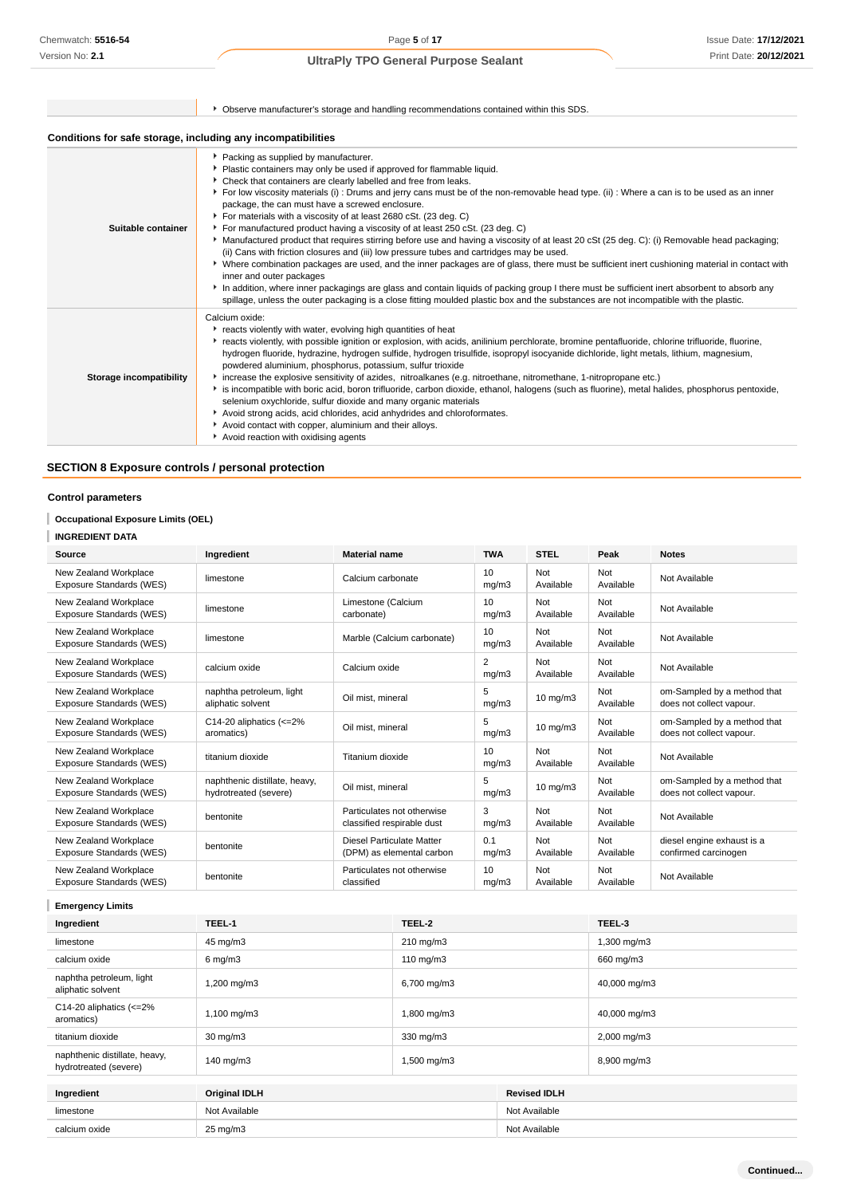| | |
|---|---|
| | - Observe manufacturer's storage and handling recommendations contained within this SDS. |

**Conditions for safe storage, including any incompatibilities**

| | |
|---|---|
| **Suitable container** | - Packing as supplied by manufacturer.<br>- Plastic containers may only be used if approved for flammable liquid.<br>- Check that containers are clearly labelled and free from leaks.<br>- For low viscosity materials (i) : Drums and jerry cans must be of the non-removable head type. (ii) : Where a can is to be used as an inner package, the can must have a screwed enclosure.<br>- For materials with a viscosity of at least 2680 cSt. (23 deg. C)<br>- For manufactured product having a viscosity of at least 250 cSt. (23 deg. C)<br>- Manufactured product that requires stirring before use and having a viscosity of at least 20 cSt (25 deg. C): (i) Removable head packaging; (ii) Cans with friction closures and (iii) low pressure tubes and cartridges may be used.<br>- Where combination packages are used, and the inner packages are of glass, there must be sufficient inert cushioning material in contact with inner and outer packages<br>- In addition, where inner packagings are glass and contain liquids of packing group I there must be sufficient inert absorbent to absorb any spillage, unless the outer packaging is a close fitting moulded plastic box and the substances are not incompatible with the plastic. |
| **Storage incompatibility** | Calcium oxide:<br>- reacts violently with water, evolving high quantities of heat<br>- reacts violently, with possible ignition or explosion, with acids, anilinium perchlorate, bromine pentafluoride, chlorine trifluoride, fluorine, hydrogen fluoride, hydrazine, hydrogen sulfide, hydrogen trisulfide, isopropyl isocyanide dichloride, light metals, lithium, magnesium, powdered aluminium, phosphorus, potassium, sulfur trioxide<br>- increase the explosive sensitivity of azides, nitroalkanes (e.g. nitroethane, nitromethane, 1-nitropropane etc.)<br>- is incompatible with boric acid, boron trifluoride, carbon dioxide, ethanol, halogens (such as fluorine), metal halides, phosphorus pentoxide, selenium oxychloride, sulfur dioxide and many organic materials<br>- Avoid strong acids, acid chlorides, acid anhydrides and chloroformates.<br>- Avoid contact with copper, aluminium and their alloys.<br>- Avoid reaction with oxidising agents |

## SECTION 8 Exposure controls / personal protection

### Control parameters

**Occupational Exposure Limits (OEL)**

**INGREDIENT DATA**

| Source | Ingredient | Material name | TWA | STEL | Peak | Notes |
|---|---|---|---|---|---|---|
| New Zealand Workplace Exposure Standards (WES) | limestone | Calcium carbonate | 10 mg/m3 | Not Available | Not Available | Not Available |
| New Zealand Workplace Exposure Standards (WES) | limestone | Limestone (Calcium carbonate) | 10 mg/m3 | Not Available | Not Available | Not Available |
| New Zealand Workplace Exposure Standards (WES) | limestone | Marble (Calcium carbonate) | 10 mg/m3 | Not Available | Not Available | Not Available |
| New Zealand Workplace Exposure Standards (WES) | calcium oxide | Calcium oxide | 2 mg/m3 | Not Available | Not Available | Not Available |
| New Zealand Workplace Exposure Standards (WES) | naphtha petroleum, light aliphatic solvent | Oil mist, mineral | 5 mg/m3 | 10 mg/m3 | Not Available | om-Sampled by a method that does not collect vapour. |
| New Zealand Workplace Exposure Standards (WES) | C14-20 aliphatics (<=2% aromatics) | Oil mist, mineral | 5 mg/m3 | 10 mg/m3 | Not Available | om-Sampled by a method that does not collect vapour. |
| New Zealand Workplace Exposure Standards (WES) | titanium dioxide | Titanium dioxide | 10 mg/m3 | Not Available | Not Available | Not Available |
| New Zealand Workplace Exposure Standards (WES) | naphthenic distillate, heavy, hydrotreated (severe) | Oil mist, mineral | 5 mg/m3 | 10 mg/m3 | Not Available | om-Sampled by a method that does not collect vapour. |
| New Zealand Workplace Exposure Standards (WES) | bentonite | Particulates not otherwise classified respirable dust | 3 mg/m3 | Not Available | Not Available | Not Available |
| New Zealand Workplace Exposure Standards (WES) | bentonite | Diesel Particulate Matter (DPM) as elemental carbon | 0.1 mg/m3 | Not Available | Not Available | diesel engine exhaust is a confirmed carcinogen |
| New Zealand Workplace Exposure Standards (WES) | bentonite | Particulates not otherwise classified | 10 mg/m3 | Not Available | Not Available | Not Available |

**Emergency Limits**

| Ingredient | TEEL-1 | TEEL-2 | TEEL-3 |
|---|---|---|---|
| limestone | 45 mg/m3 | 210 mg/m3 | 1,300 mg/m3 |
| calcium oxide | 6 mg/m3 | 110 mg/m3 | 660 mg/m3 |
| naphtha petroleum, light aliphatic solvent | 1,200 mg/m3 | 6,700 mg/m3 | 40,000 mg/m3 |
| C14-20 aliphatics (<=2% aromatics) | 1,100 mg/m3 | 1,800 mg/m3 | 40,000 mg/m3 |
| titanium dioxide | 30 mg/m3 | 330 mg/m3 | 2,000 mg/m3 |
| naphthenic distillate, heavy, hydrotreated (severe) | 140 mg/m3 | 1,500 mg/m3 | 8,900 mg/m3 |

| Ingredient | Original IDLH | Revised IDLH |
|---|---|---|
| limestone | Not Available | Not Available |
| calcium oxide | 25 mg/m3 | Not Available |

Continued...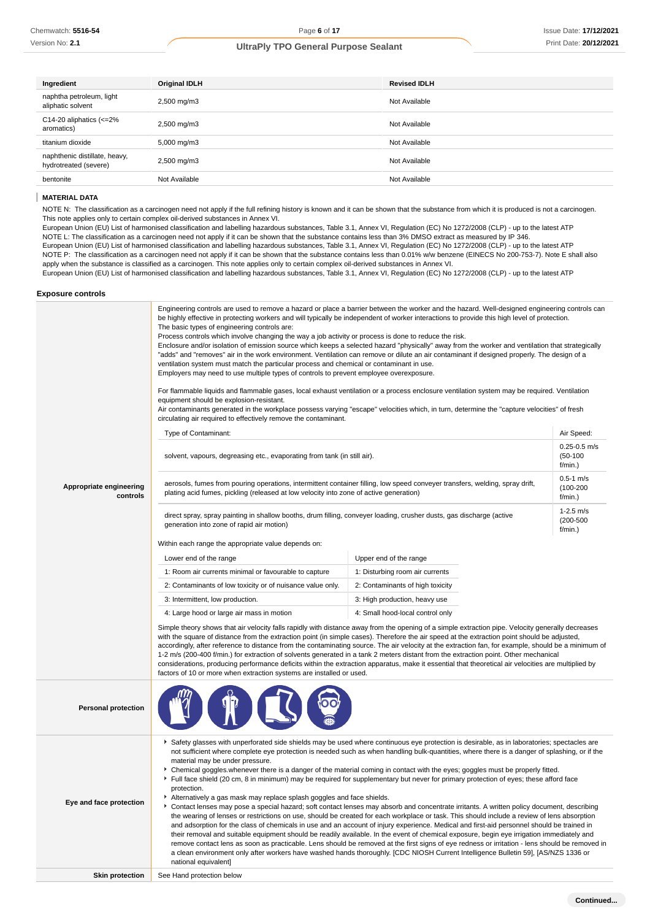| Ingredient | Original IDLH | Revised IDLH |
|---|---|---|
| naphtha petroleum, light aliphatic solvent | 2,500 mg/m3 | Not Available |
| C14-20 aliphatics (<=2% aromatics) | 2,500 mg/m3 | Not Available |
| titanium dioxide | 5,000 mg/m3 | Not Available |
| naphthenic distillate, heavy, hydrotreated (severe) | 2,500 mg/m3 | Not Available |
| bentonite | Not Available | Not Available |

### MATERIAL DATA

NOTE N: The classification as a carcinogen need not apply if the full refining history is known and it can be shown that the substance from which it is produced is not a carcinogen. This note applies only to certain complex oil-derived substances in Annex VI.
European Union (EU) List of harmonised classification and labelling hazardous substances, Table 3.1, Annex VI, Regulation (EC) No 1272/2008 (CLP) - up to the latest ATP
NOTE L: The classification as a carcinogen need not apply if it can be shown that the substance contains less than 3% DMSO extract as measured by IP 346.
European Union (EU) List of harmonised classification and labelling hazardous substances, Table 3.1, Annex VI, Regulation (EC) No 1272/2008 (CLP) - up to the latest ATP
NOTE P: The classification as a carcinogen need not apply if it can be shown that the substance contains less than 0.01% w/w benzene (EINECS No 200-753-7). Note E shall also apply when the substance is classified as a carcinogen. This note applies only to certain complex oil-derived substances in Annex VI.
European Union (EU) List of harmonised classification and labelling hazardous substances, Table 3.1, Annex VI, Regulation (EC) No 1272/2008 (CLP) - up to the latest ATP

## Exposure controls

**Appropriate engineering controls**

Engineering controls are used to remove a hazard or place a barrier between the worker and the hazard. Well-designed engineering controls can be highly effective in protecting workers and will typically be independent of worker interactions to provide this high level of protection.
The basic types of engineering controls are:
Process controls which involve changing the way a job activity or process is done to reduce the risk.
Enclosure and/or isolation of emission source which keeps a selected hazard "physically" away from the worker and ventilation that strategically "adds" and "removes" air in the work environment. Ventilation can remove or dilute an air contaminant if designed properly. The design of a ventilation system must match the particular process and chemical or contaminant in use.
Employers may need to use multiple types of controls to prevent employee overexposure.

For flammable liquids and flammable gases, local exhaust ventilation or a process enclosure ventilation system may be required. Ventilation equipment should be explosion-resistant.
Air contaminants generated in the workplace possess varying "escape" velocities which, in turn, determine the "capture velocities" of fresh circulating air required to effectively remove the contaminant.

| Type of Contaminant: | Air Speed: |
|---|---|
| solvent, vapours, degreasing etc., evaporating from tank (in still air). | 0.25-0.5 m/s (50-100 f/min.) |
| aerosols, fumes from pouring operations, intermittent container filling, low speed conveyer transfers, welding, spray drift, plating acid fumes, pickling (released at low velocity into zone of active generation) | 0.5-1 m/s (100-200 f/min.) |
| direct spray, spray painting in shallow booths, drum filling, conveyer loading, crusher dusts, gas discharge (active generation into zone of rapid air motion) | 1-2.5 m/s (200-500 f/min.) |

Within each range the appropriate value depends on:

| Lower end of the range | Upper end of the range |
|---|---|
| 1: Room air currents minimal or favourable to capture | 1: Disturbing room air currents |
| 2: Contaminants of low toxicity or of nuisance value only. | 2: Contaminants of high toxicity |
| 3: Intermittent, low production. | 3: High production, heavy use |
| 4: Large hood or large air mass in motion | 4: Small hood-local control only |

Simple theory shows that air velocity falls rapidly with distance away from the opening of a simple extraction pipe. Velocity generally decreases with the square of distance from the extraction point (in simple cases). Therefore the air speed at the extraction point should be adjusted, accordingly, after reference to distance from the contaminating source. The air velocity at the extraction fan, for example, should be a minimum of 1-2 m/s (200-400 f/min.) for extraction of solvents generated in a tank 2 meters distant from the extraction point. Other mechanical considerations, producing performance deficits within the extraction apparatus, make it essential that theoretical air velocities are multiplied by factors of 10 or more when extraction systems are installed or used.

**Personal protection**

**Eye and face protection**

- Safety glasses with unperforated side shields may be used where continuous eye protection is desirable, as in laboratories; spectacles are not sufficient where complete eye protection is needed such as when handling bulk-quantities, where there is a danger of splashing, or if the material may be under pressure.
- Chemical goggles.whenever there is a danger of the material coming in contact with the eyes; goggles must be properly fitted.
- Full face shield (20 cm, 8 in minimum) may be required for supplementary but never for primary protection of eyes; these afford face protection.
- Alternatively a gas mask may replace splash goggles and face shields.
- Contact lenses may pose a special hazard; soft contact lenses may absorb and concentrate irritants. A written policy document, describing the wearing of lenses or restrictions on use, should be created for each workplace or task. This should include a review of lens absorption and adsorption for the class of chemicals in use and an account of injury experience. Medical and first-aid personnel should be trained in their removal and suitable equipment should be readily available. In the event of chemical exposure, begin eye irrigation immediately and remove contact lens as soon as practicable. Lens should be removed at the first signs of eye redness or irritation - lens should be removed in a clean environment only after workers have washed hands thoroughly. [CDC NIOSH Current Intelligence Bulletin 59], [AS/NZS 1336 or national equivalent]

**Skin protection**

See Hand protection below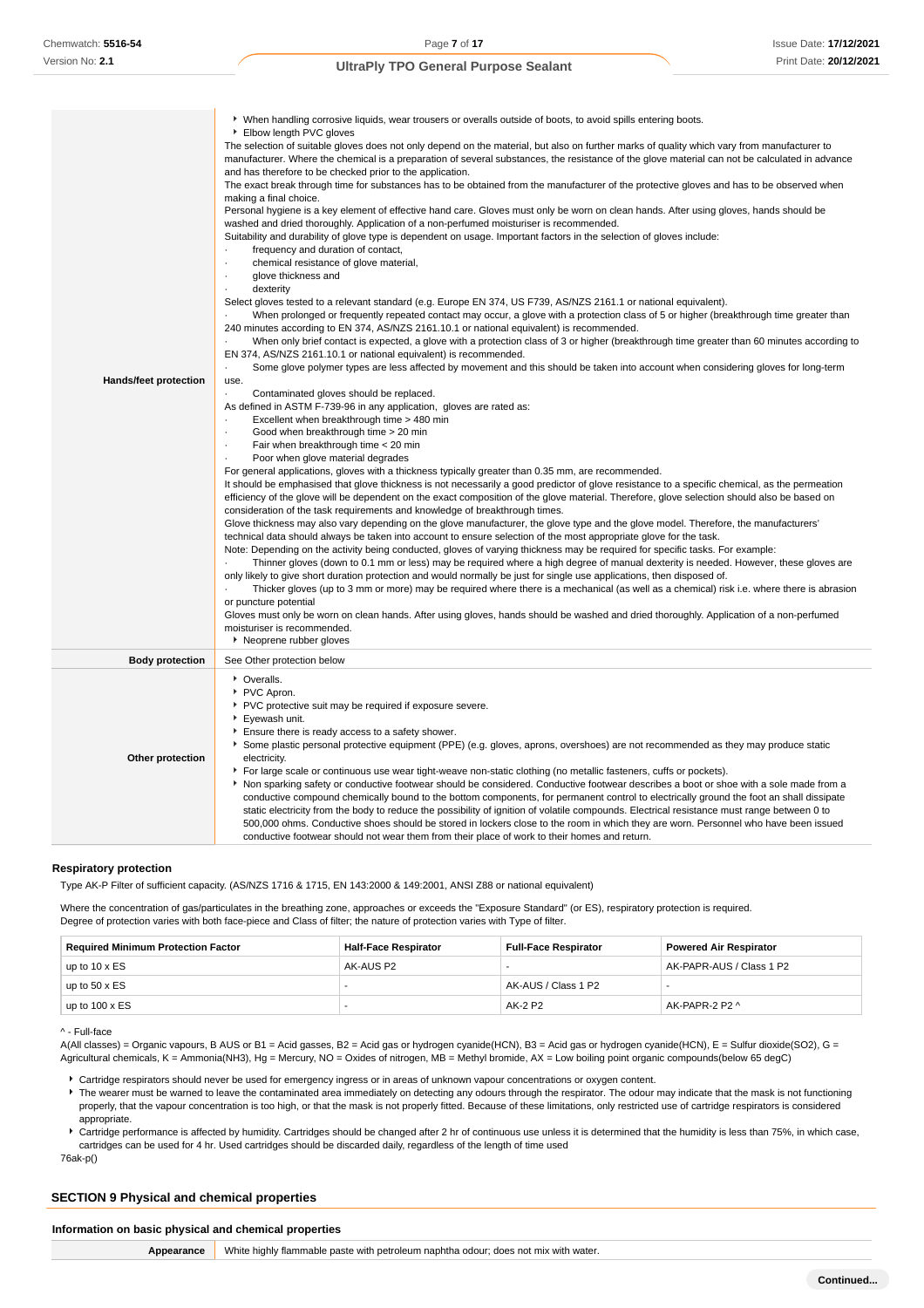| | |
|---|---|
| **Hands/feet protection** | ▸ When handling corrosive liquids, wear trousers or overalls outside of boots, to avoid spills entering boots.<br>▸ Elbow length PVC gloves<br>The selection of suitable gloves does not only depend on the material, but also on further marks of quality which vary from manufacturer to manufacturer. Where the chemical is a preparation of several substances, the resistance of the glove material can not be calculated in advance and has therefore to be checked prior to the application.<br>The exact break through time for substances has to be obtained from the manufacturer of the protective gloves and has to be observed when making a final choice.<br>Personal hygiene is a key element of effective hand care. Gloves must only be worn on clean hands. After using gloves, hands should be washed and dried thoroughly. Application of a non-perfumed moisturiser is recommended.<br>Suitability and durability of glove type is dependent on usage. Important factors in the selection of gloves include:<br>· frequency and duration of contact,<br>· chemical resistance of glove material,<br>· glove thickness and<br>· dexterity<br>Select gloves tested to a relevant standard (e.g. Europe EN 374, US F739, AS/NZS 2161.1 or national equivalent).<br>· When prolonged or frequently repeated contact may occur, a glove with a protection class of 5 or higher (breakthrough time greater than 240 minutes according to EN 374, AS/NZS 2161.10.1 or national equivalent) is recommended.<br>· When only brief contact is expected, a glove with a protection class of 3 or higher (breakthrough time greater than 60 minutes according to EN 374, AS/NZS 2161.10.1 or national equivalent) is recommended.<br>· Some glove polymer types are less affected by movement and this should be taken into account when considering gloves for long-term use.<br>· Contaminated gloves should be replaced.<br>As defined in ASTM F-739-96 in any application, gloves are rated as:<br>· Excellent when breakthrough time > 480 min<br>· Good when breakthrough time > 20 min<br>· Fair when breakthrough time < 20 min<br>· Poor when glove material degrades<br>For general applications, gloves with a thickness typically greater than 0.35 mm, are recommended.<br>It should be emphasised that glove thickness is not necessarily a good predictor of glove resistance to a specific chemical, as the permeation efficiency of the glove will be dependent on the exact composition of the glove material. Therefore, glove selection should also be based on consideration of the task requirements and knowledge of breakthrough times.<br>Glove thickness may also vary depending on the glove manufacturer, the glove type and the glove model. Therefore, the manufacturers' technical data should always be taken into account to ensure selection of the most appropriate glove for the task.<br>Note: Depending on the activity being conducted, gloves of varying thickness may be required for specific tasks. For example:<br>· Thinner gloves (down to 0.1 mm or less) may be required where a high degree of manual dexterity is needed. However, these gloves are only likely to give short duration protection and would normally be just for single use applications, then disposed of.<br>· Thicker gloves (up to 3 mm or more) may be required where there is a mechanical (as well as a chemical) risk i.e. where there is abrasion or puncture potential<br>Gloves must only be worn on clean hands. After using gloves, hands should be washed and dried thoroughly. Application of a non-perfumed moisturiser is recommended.<br>▸ Neoprene rubber gloves |
| **Body protection** | See Other protection below |
| **Other protection** | ▸ Overalls.<br>▸ PVC Apron.<br>▸ PVC protective suit may be required if exposure severe.<br>▸ Eyewash unit.<br>▸ Ensure there is ready access to a safety shower.<br>▸ Some plastic personal protective equipment (PPE) (e.g. gloves, aprons, overshoes) are not recommended as they may produce static electricity.<br>▸ For large scale or continuous use wear tight-weave non-static clothing (no metallic fasteners, cuffs or pockets).<br>▸ Non sparking safety or conductive footwear should be considered. Conductive footwear describes a boot or shoe with a sole made from a conductive compound chemically bound to the bottom components, for permanent control to electrically ground the foot an shall dissipate static electricity from the body to reduce the possibility of ignition of volatile compounds. Electrical resistance must range between 0 to 500,000 ohms. Conductive shoes should be stored in lockers close to the room in which they are worn. Personnel who have been issued conductive footwear should not wear them from their place of work to their homes and return. |

### Respiratory protection

Type AK-P Filter of sufficient capacity. (AS/NZS 1716 & 1715, EN 143:2000 & 149:2001, ANSI Z88 or national equivalent)

Where the concentration of gas/particulates in the breathing zone, approaches or exceeds the "Exposure Standard" (or ES), respiratory protection is required.
Degree of protection varies with both face-piece and Class of filter; the nature of protection varies with Type of filter.

| Required Minimum Protection Factor | Half-Face Respirator | Full-Face Respirator | Powered Air Respirator |
|---|---|---|---|
| up to 10 x ES | AK-AUS P2 | - | AK-PAPR-AUS / Class 1 P2 |
| up to 50 x ES | - | AK-AUS / Class 1 P2 | - |
| up to 100 x ES | - | AK-2 P2 | AK-PAPR-2 P2 ^ |

^ - Full-face
A(All classes) = Organic vapours, B AUS or B1 = Acid gasses, B2 = Acid gas or hydrogen cyanide(HCN), B3 = Acid gas or hydrogen cyanide(HCN), E = Sulfur dioxide(SO2), G = Agricultural chemicals, K = Ammonia(NH3), Hg = Mercury, NO = Oxides of nitrogen, MB = Methyl bromide, AX = Low boiling point organic compounds(below 65 degC)

- Cartridge respirators should never be used for emergency ingress or in areas of unknown vapour concentrations or oxygen content.
- The wearer must be warned to leave the contaminated area immediately on detecting any odours through the respirator. The odour may indicate that the mask is not functioning properly, that the vapour concentration is too high, or that the mask is not properly fitted. Because of these limitations, only restricted use of cartridge respirators is considered appropriate.
- Cartridge performance is affected by humidity. Cartridges should be changed after 2 hr of continuous use unless it is determined that the humidity is less than 75%, in which case, cartridges can be used for 4 hr. Used cartridges should be discarded daily, regardless of the length of time used

76ak-p()

## SECTION 9 Physical and chemical properties

### Information on basic physical and chemical properties

| | |
|---|---|
| **Appearance** | White highly flammable paste with petroleum naphtha odour; does not mix with water. |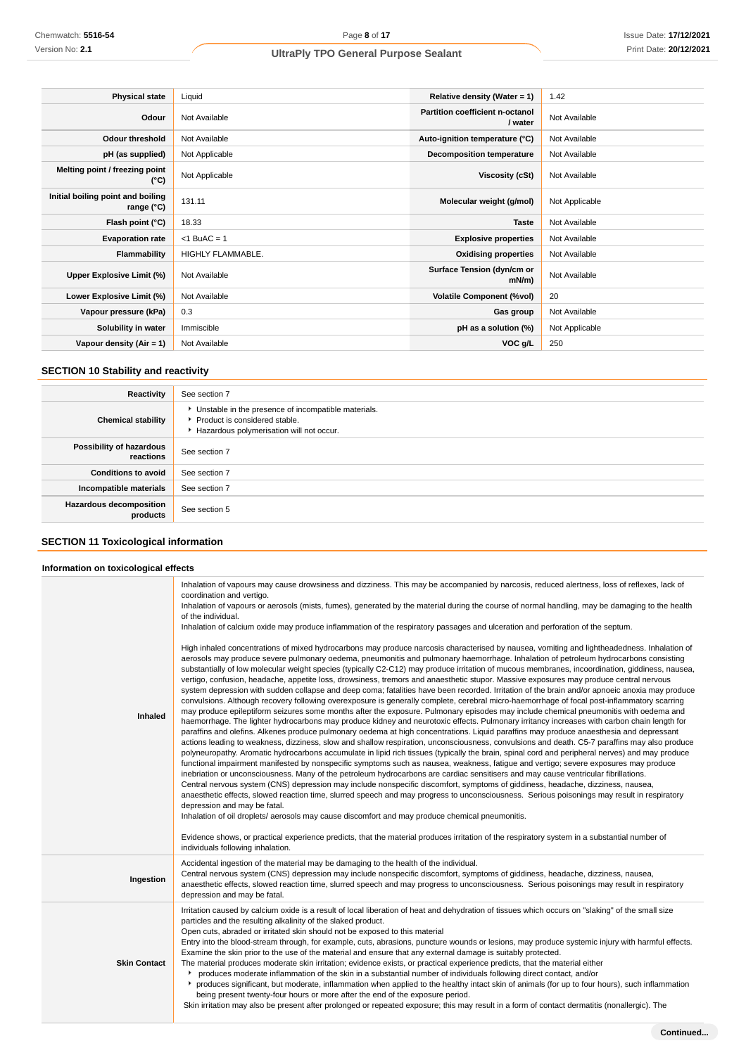| Physical state | Liquid | Relative density (Water = 1) | 1.42 |
|---|---|---|---|
| Odour | Not Available | Partition coefficient n-octanol / water | Not Available |
| Odour threshold | Not Available | Auto-ignition temperature (°C) | Not Available |
| pH (as supplied) | Not Applicable | Decomposition temperature | Not Available |
| Melting point / freezing point (°C) | Not Applicable | Viscosity (cSt) | Not Available |
| Initial boiling point and boiling range (°C) | 131.11 | Molecular weight (g/mol) | Not Applicable |
| Flash point (°C) | 18.33 | Taste | Not Available |
| Evaporation rate | <1 BuAC = 1 | Explosive properties | Not Available |
| Flammability | HIGHLY FLAMMABLE. | Oxidising properties | Not Available |
| Upper Explosive Limit (%) | Not Available | Surface Tension (dyn/cm or mN/m) | Not Available |
| Lower Explosive Limit (%) | Not Available | Volatile Component (%vol) | 20 |
| Vapour pressure (kPa) | 0.3 | Gas group | Not Available |
| Solubility in water | Immiscible | pH as a solution (%) | Not Applicable |
| Vapour density (Air = 1) | Not Available | VOC g/L | 250 |

## SECTION 10 Stability and reactivity

| | |
|---|---|
| Reactivity | See section 7 |
| Chemical stability | ‣ Unstable in the presence of incompatible materials.<br>‣ Product is considered stable.<br>‣ Hazardous polymerisation will not occur. |
| Possibility of hazardous reactions | See section 7 |
| Conditions to avoid | See section 7 |
| Incompatible materials | See section 7 |
| Hazardous decomposition products | See section 5 |

## SECTION 11 Toxicological information

### Information on toxicological effects

| | |
|---|---|
| Inhaled | Inhalation of vapours may cause drowsiness and dizziness. This may be accompanied by narcosis, reduced alertness, loss of reflexes, lack of coordination and vertigo.<br>Inhalation of vapours or aerosols (mists, fumes), generated by the material during the course of normal handling, may be damaging to the health of the individual.<br>Inhalation of calcium oxide may produce inflammation of the respiratory passages and ulceration and perforation of the septum.<br><br>High inhaled concentrations of mixed hydrocarbons may produce narcosis characterised by nausea, vomiting and lightheadedness. Inhalation of aerosols may produce severe pulmonary oedema, pneumonitis and pulmonary haemorrhage. Inhalation of petroleum hydrocarbons consisting substantially of low molecular weight species (typically C2-C12) may produce irritation of mucous membranes, incoordination, giddiness, nausea, vertigo, confusion, headache, appetite loss, drowsiness, tremors and anaesthetic stupor. Massive exposures may produce central nervous system depression with sudden collapse and deep coma; fatalities have been recorded. Irritation of the brain and/or apnoeic anoxia may produce convulsions. Although recovery following overexposure is generally complete, cerebral micro-haemorrhage of focal post-inflammatory scarring may produce epileptiform seizures some months after the exposure. Pulmonary episodes may include chemical pneumonitis with oedema and haemorrhage. The lighter hydrocarbons may produce kidney and neurotoxic effects. Pulmonary irritancy increases with carbon chain length for paraffins and olefins. Alkenes produce pulmonary oedema at high concentrations. Liquid paraffins may produce anaesthesia and depressant actions leading to weakness, dizziness, slow and shallow respiration, unconsciousness, convulsions and death. C5-7 paraffins may also produce polyneuropathy. Aromatic hydrocarbons accumulate in lipid rich tissues (typically the brain, spinal cord and peripheral nerves) and may produce functional impairment manifested by nonspecific symptoms such as nausea, weakness, fatigue and vertigo; severe exposures may produce inebriation or unconsciousness. Many of the petroleum hydrocarbons are cardiac sensitisers and may cause ventricular fibrillations.<br>Central nervous system (CNS) depression may include nonspecific discomfort, symptoms of giddiness, headache, dizziness, nausea, anaesthetic effects, slowed reaction time, slurred speech and may progress to unconsciousness. Serious poisonings may result in respiratory depression and may be fatal.<br>Inhalation of oil droplets/ aerosols may cause discomfort and may produce chemical pneumonitis.<br><br>Evidence shows, or practical experience predicts, that the material produces irritation of the respiratory system in a substantial number of individuals following inhalation. |
| Ingestion | Accidental ingestion of the material may be damaging to the health of the individual.<br>Central nervous system (CNS) depression may include nonspecific discomfort, symptoms of giddiness, headache, dizziness, nausea, anaesthetic effects, slowed reaction time, slurred speech and may progress to unconsciousness. Serious poisonings may result in respiratory depression and may be fatal. |
| Skin Contact | Irritation caused by calcium oxide is a result of local liberation of heat and dehydration of tissues which occurs on "slaking" of the small size particles and the resulting alkalinity of the slaked product.<br>Open cuts, abraded or irritated skin should not be exposed to this material<br>Entry into the blood-stream through, for example, cuts, abrasions, puncture wounds or lesions, may produce systemic injury with harmful effects. Examine the skin prior to the use of the material and ensure that any external damage is suitably protected.<br>The material produces moderate skin irritation; evidence exists, or practical experience predicts, that the material either<br>‣ produces moderate inflammation of the skin in a substantial number of individuals following direct contact, and/or<br>‣ produces significant, but moderate, inflammation when applied to the healthy intact skin of animals (for up to four hours), such inflammation being present twenty-four hours or more after the end of the exposure period.<br>Skin irritation may also be present after prolonged or repeated exposure; this may result in a form of contact dermatitis (nonallergic). The |

**Continued...**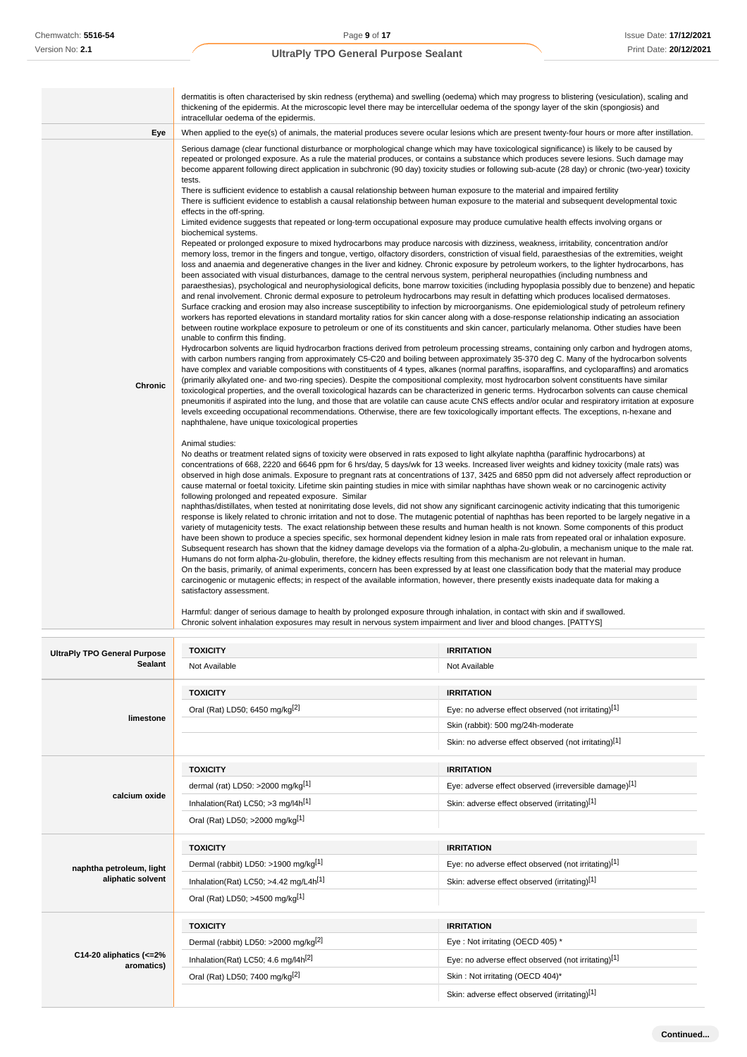| | |
|---|---|
| | dermatitis is often characterised by skin redness (erythema) and swelling (oedema) which may progress to blistering (vesiculation), scaling and thickening of the epidermis. At the microscopic level there may be intercellular oedema of the spongy layer of the skin (spongiosis) and intracellular oedema of the epidermis. |
| **Eye** | When applied to the eye(s) of animals, the material produces severe ocular lesions which are present twenty-four hours or more after instillation. |
| **Chronic** | Serious damage (clear functional disturbance or morphological change which may have toxicological significance) is likely to be caused by repeated or prolonged exposure. As a rule the material produces, or contains a substance which produces severe lesions. Such damage may become apparent following direct application in subchronic (90 day) toxicity studies or following sub-acute (28 day) or chronic (two-year) toxicity tests.<br>There is sufficient evidence to establish a causal relationship between human exposure to the material and impaired fertility<br>There is sufficient evidence to establish a causal relationship between human exposure to the material and subsequent developmental toxic effects in the off-spring.<br>Limited evidence suggests that repeated or long-term occupational exposure may produce cumulative health effects involving organs or biochemical systems.<br>Repeated or prolonged exposure to mixed hydrocarbons may produce narcosis with dizziness, weakness, irritability, concentration and/or memory loss, tremor in the fingers and tongue, vertigo, olfactory disorders, constriction of visual field, paraesthesias of the extremities, weight loss and anaemia and degenerative changes in the liver and kidney. Chronic exposure by petroleum workers, to the lighter hydrocarbons, has been associated with visual disturbances, damage to the central nervous system, peripheral neuropathies (including numbness and paraesthesias), psychological and neurophysiological deficits, bone marrow toxicities (including hypoplasia possibly due to benzene) and hepatic and renal involvement. Chronic dermal exposure to petroleum hydrocarbons may result in defatting which produces localised dermatoses. Surface cracking and erosion may also increase susceptibility to infection by microorganisms. One epidemiological study of petroleum refinery workers has reported elevations in standard mortality ratios for skin cancer along with a dose-response relationship indicating an association between routine workplace exposure to petroleum or one of its constituents and skin cancer, particularly melanoma. Other studies have been unable to confirm this finding.<br>Hydrocarbon solvents are liquid hydrocarbon fractions derived from petroleum processing streams, containing only carbon and hydrogen atoms, with carbon numbers ranging from approximately C5-C20 and boiling between approximately 35-370 deg C. Many of the hydrocarbon solvents have complex and variable compositions with constituents of 4 types, alkanes (normal paraffins, isoparaffins, and cycloparaffins) and aromatics (primarily alkylated one- and two-ring species). Despite the compositional complexity, most hydrocarbon solvent constituents have similar toxicological properties, and the overall toxicological hazards can be characterized in generic terms. Hydrocarbon solvents can cause chemical pneumonitis if aspirated into the lung, and those that are volatile can cause acute CNS effects and/or ocular and respiratory irritation at exposure levels exceeding occupational recommendations. Otherwise, there are few toxicologically important effects. The exceptions, n-hexane and naphthalene, have unique toxicological properties<br><br>Animal studies:<br>No deaths or treatment related signs of toxicity were observed in rats exposed to light alkylate naphtha (paraffinic hydrocarbons) at concentrations of 668, 2220 and 6646 ppm for 6 hrs/day, 5 days/wk for 13 weeks. Increased liver weights and kidney toxicity (male rats) was observed in high dose animals. Exposure to pregnant rats at concentrations of 137, 3425 and 6850 ppm did not adversely affect reproduction or cause maternal or foetal toxicity. Lifetime skin painting studies in mice with similar naphthas have shown weak or no carcinogenic activity following prolonged and repeated exposure. Similar<br>naphthas/distillates, when tested at nonirritating dose levels, did not show any significant carcinogenic activity indicating that this tumorigenic response is likely related to chronic irritation and not to dose. The mutagenic potential of naphthas has been reported to be largely negative in a variety of mutagenicity tests. The exact relationship between these results and human health is not known. Some components of this product have been shown to produce a species specific, sex hormonal dependent kidney lesion in male rats from repeated oral or inhalation exposure. Subsequent research has shown that the kidney damage develops via the formation of a alpha-2u-globulin, a mechanism unique to the male rat. Humans do not form alpha-2u-globulin, therefore, the kidney effects resulting from this mechanism are not relevant in human.<br>On the basis, primarily, of animal experiments, concern has been expressed by at least one classification body that the material may produce carcinogenic or mutagenic effects; in respect of the available information, however, there presently exists inadequate data for making a satisfactory assessment.<br><br>Harmful: danger of serious damage to health by prolonged exposure through inhalation, in contact with skin and if swallowed.<br>Chronic solvent inhalation exposures may result in nervous system impairment and liver and blood changes. [PATTYS] |

| | TOXICITY | IRRITATION |
|---|---|---|
| **UltraPly TPO General Purpose Sealant** | Not Available | Not Available |

| | TOXICITY | IRRITATION |
|---|---|---|
| **limestone** | Oral (Rat) LD50; 6450 mg/kg[2] | Eye: no adverse effect observed (not irritating)[1] |
| | | Skin (rabbit): 500 mg/24h-moderate |
| | | Skin: no adverse effect observed (not irritating)[1] |

| | TOXICITY | IRRITATION |
|---|---|---|
| **calcium oxide** | dermal (rat) LD50: >2000 mg/kg[1] | Eye: adverse effect observed (irreversible damage)[1] |
| | Inhalation(Rat) LC50; >3 mg/l4h[1] | Skin: adverse effect observed (irritating)[1] |
| | Oral (Rat) LD50; >2000 mg/kg[1] | |

| | TOXICITY | IRRITATION |
|---|---|---|
| **naphtha petroleum, light aliphatic solvent** | Dermal (rabbit) LD50: >1900 mg/kg[1] | Eye: no adverse effect observed (not irritating)[1] |
| | Inhalation(Rat) LC50; >4.42 mg/L4h[1] | Skin: adverse effect observed (irritating)[1] |
| | Oral (Rat) LD50; >4500 mg/kg[1] | |

| | TOXICITY | IRRITATION |
|---|---|---|
| **C14-20 aliphatics (<=2% aromatics)** | Dermal (rabbit) LD50: >2000 mg/kg[2] | Eye : Not irritating (OECD 405) * |
| | Inhalation(Rat) LC50; 4.6 mg/l4h[2] | Eye: no adverse effect observed (not irritating)[1] |
| | Oral (Rat) LD50; 7400 mg/kg[2] | Skin : Not irritating (OECD 404)* |
| | | Skin: adverse effect observed (irritating)[1] |

Continued...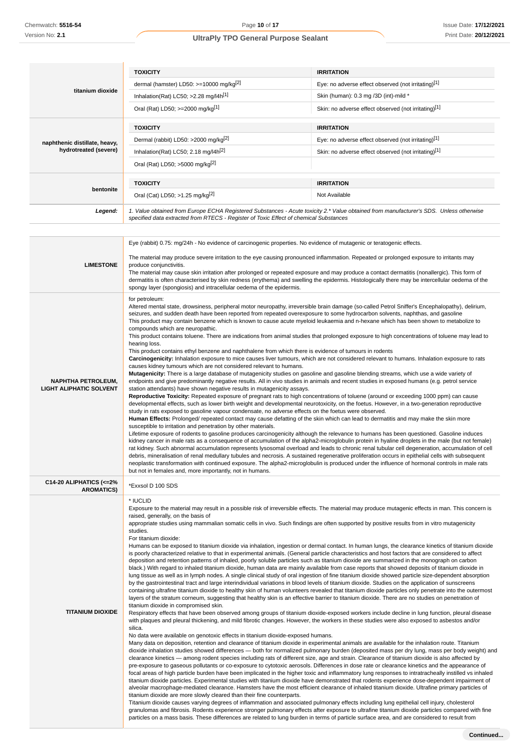| | TOXICITY | IRRITATION |
|---|---|---|
| titanium dioxide | dermal (hamster) LD50: >=10000 mg/kg[2] | Eye: no adverse effect observed (not irritating)[1] |
| | Inhalation(Rat) LC50; >2.28 mg/l4h[1] | Skin (human): 0.3 mg /3D (int)-mild * |
| | Oral (Rat) LD50; >=2000 mg/kg[1] | Skin: no adverse effect observed (not irritating)[1] |

| | TOXICITY | IRRITATION |
|---|---|---|
| naphthenic distillate, heavy, hydrotreated (severe) | Dermal (rabbit) LD50: >2000 mg/kg[2] | Eye: no adverse effect observed (not irritating)[1] |
| | Inhalation(Rat) LC50; 2.18 mg/l4h[2] | Skin: no adverse effect observed (not irritating)[1] |
| | Oral (Rat) LD50; >5000 mg/kg[2] | |

| | TOXICITY | IRRITATION |
|---|---|---|
| bentonite | Oral (Cat) LD50; >1.25 mg/kg[2] | Not Available |

***Legend:*** *1. Value obtained from Europe ECHA Registered Substances - Acute toxicity 2.* Value obtained from manufacturer's SDS. Unless otherwise specified data extracted from RTECS - Register of Toxic Effect of chemical Substances*

**LIMESTONE**

Eye (rabbit) 0.75: mg/24h - No evidence of carcinogenic properties. No evidence of mutagenic or teratogenic effects.

The material may produce severe irritation to the eye causing pronounced inflammation. Repeated or prolonged exposure to irritants may produce conjunctivitis.
The material may cause skin irritation after prolonged or repeated exposure and may produce a contact dermatitis (nonallergic). This form of dermatitis is often characterised by skin redness (erythema) and swelling the epidermis. Histologically there may be intercellular oedema of the spongy layer (spongiosis) and intracellular oedema of the epidermis.

**NAPHTHA PETROLEUM, LIGHT ALIPHATIC SOLVENT**

for petroleum:
Altered mental state, drowsiness, peripheral motor neuropathy, irreversible brain damage (so-called Petrol Sniffer's Encephalopathy), delirium, seizures, and sudden death have been reported from repeated overexposure to some hydrocarbon solvents, naphthas, and gasoline
This product may contain benzene which is known to cause acute myeloid leukaemia and n-hexane which has been shown to metabolize to compounds which are neuropathic.
This product contains toluene. There are indications from animal studies that prolonged exposure to high concentrations of toluene may lead to hearing loss.
This product contains ethyl benzene and naphthalene from which there is evidence of tumours in rodents
**Carcinogenicity:** Inhalation exposure to mice causes liver tumours, which are not considered relevant to humans. Inhalation exposure to rats causes kidney tumours which are not considered relevant to humans.
**Mutagenicity:** There is a large database of mutagenicity studies on gasoline and gasoline blending streams, which use a wide variety of endpoints and give predominantly negative results. All in vivo studies in animals and recent studies in exposed humans (e.g. petrol service station attendants) have shown negative results in mutagenicity assays.
**Reproductive Toxicity:** Repeated exposure of pregnant rats to high concentrations of toluene (around or exceeding 1000 ppm) can cause developmental effects, such as lower birth weight and developmental neurotoxicity, on the foetus. However, in a two-generation reproductive study in rats exposed to gasoline vapour condensate, no adverse effects on the foetus were observed.
**Human Effects:** Prolonged/ repeated contact may cause defatting of the skin which can lead to dermatitis and may make the skin more susceptible to irritation and penetration by other materials.
Lifetime exposure of rodents to gasoline produces carcinogenicity although the relevance to humans has been questioned. Gasoline induces kidney cancer in male rats as a consequence of accumulation of the alpha2-microglobulin protein in hyaline droplets in the male (but not female) rat kidney. Such abnormal accumulation represents lysosomal overload and leads to chronic renal tubular cell degeneration, accumulation of cell debris, mineralisation of renal medullary tubules and necrosis. A sustained regenerative proliferation occurs in epithelial cells with subsequent neoplastic transformation with continued exposure. The alpha2-microglobulin is produced under the influence of hormonal controls in male rats but not in females and, more importantly, not in humans.

**C14-20 ALIPHATICS (<=2% AROMATICS)**

*Exxsol D 100 SDS

**TITANIUM DIOXIDE**

* IUCLID
Exposure to the material may result in a possible risk of irreversible effects. The material may produce mutagenic effects in man. This concern is raised, generally, on the basis of
appropriate studies using mammalian somatic cells in vivo. Such findings are often supported by positive results from in vitro mutagenicity studies.
For titanium dioxide:
Humans can be exposed to titanium dioxide via inhalation, ingestion or dermal contact. In human lungs, the clearance kinetics of titanium dioxide is poorly characterized relative to that in experimental animals. (General particle characteristics and host factors that are considered to affect deposition and retention patterns of inhaled, poorly soluble particles such as titanium dioxide are summarized in the monograph on carbon black.) With regard to inhaled titanium dioxide, human data are mainly available from case reports that showed deposits of titanium dioxide in lung tissue as well as in lymph nodes. A single clinical study of oral ingestion of fine titanium dioxide showed particle size-dependent absorption by the gastrointestinal tract and large interindividual variations in blood levels of titanium dioxide. Studies on the application of sunscreens containing ultrafine titanium dioxide to healthy skin of human volunteers revealed that titanium dioxide particles only penetrate into the outermost layers of the stratum corneum, suggesting that healthy skin is an effective barrier to titanium dioxide. There are no studies on penetration of titanium dioxide in compromised skin.
Respiratory effects that have been observed among groups of titanium dioxide-exposed workers include decline in lung function, pleural disease with plaques and pleural thickening, and mild fibrotic changes. However, the workers in these studies were also exposed to asbestos and/or silica.
No data were available on genotoxic effects in titanium dioxide-exposed humans.
Many data on deposition, retention and clearance of titanium dioxide in experimental animals are available for the inhalation route. Titanium dioxide inhalation studies showed differences — both for normalized pulmonary burden (deposited mass per dry lung, mass per body weight) and clearance kinetics — among rodent species including rats of different size, age and strain. Clearance of titanium dioxide is also affected by pre-exposure to gaseous pollutants or co-exposure to cytotoxic aerosols. Differences in dose rate or clearance kinetics and the appearance of focal areas of high particle burden have been implicated in the higher toxic and inflammatory lung responses to intratracheally instilled vs inhaled titanium dioxide particles. Experimental studies with titanium dioxide have demonstrated that rodents experience dose-dependent impairment of alveolar macrophage-mediated clearance. Hamsters have the most efficient clearance of inhaled titanium dioxide. Ultrafine primary particles of titanium dioxide are more slowly cleared than their fine counterparts.
Titanium dioxide causes varying degrees of inflammation and associated pulmonary effects including lung epithelial cell injury, cholesterol granulomas and fibrosis. Rodents experience stronger pulmonary effects after exposure to ultrafine titanium dioxide particles compared with fine particles on a mass basis. These differences are related to lung burden in terms of particle surface area, and are considered to result from

**Continued...**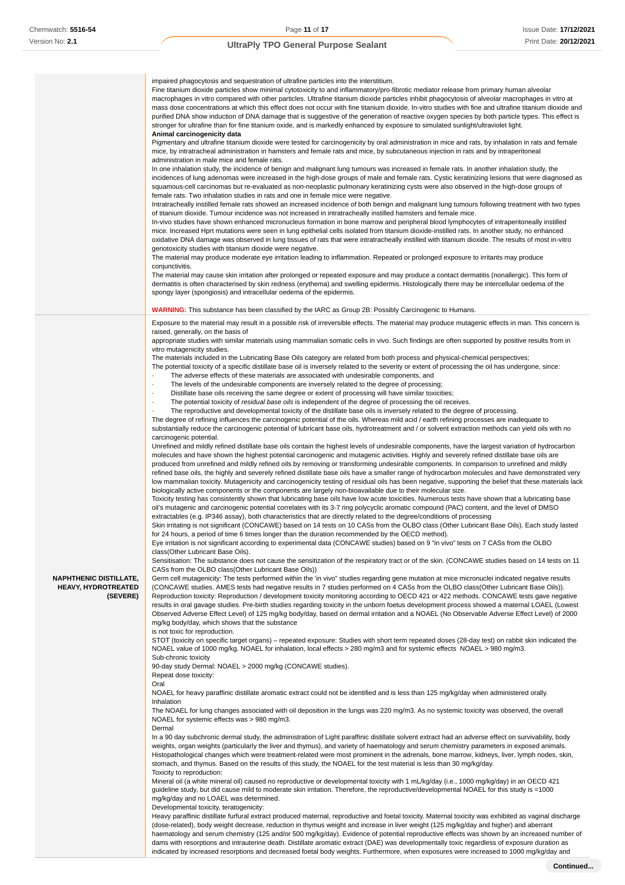| | |
|---|---|
| | impaired phagocytosis and sequestration of ultrafine particles into the interstitium.<br>Fine titanium dioxide particles show minimal cytotoxicity to and inflammatory/pro-fibrotic mediator release from primary human alveolar macrophages in vitro compared with other particles. Ultrafine titanium dioxide particles inhibit phagocytosis of alveolar macrophages in vitro at mass dose concentrations at which this effect does not occur with fine titanium dioxide. In-vitro studies with fine and ultrafine titanium dioxide and purified DNA show induction of DNA damage that is suggestive of the generation of reactive oxygen species by both particle types. This effect is stronger for ultrafine than for fine titanium oxide, and is markedly enhanced by exposure to simulated sunlight/ultraviolet light.<br>**Animal carcinogenicity data**<br>Pigmentary and ultrafine titanium dioxide were tested for carcinogenicity by oral administration in mice and rats, by inhalation in rats and female mice, by intratracheal administration in hamsters and female rats and mice, by subcutaneous injection in rats and by intraperitoneal administration in male mice and female rats.<br>In one inhalation study, the incidence of benign and malignant lung tumours was increased in female rats. In another inhalation study, the incidences of lung adenomas were increased in the high-dose groups of male and female rats. Cystic keratinizing lesions that were diagnosed as squamous-cell carcinomas but re-evaluated as non-neoplastic pulmonary keratinizing cysts were also observed in the high-dose groups of female rats. Two inhalation studies in rats and one in female mice were negative.<br>Intratracheally instilled female rats showed an increased incidence of both benign and malignant lung tumours following treatment with two types of titanium dioxide. Tumour incidence was not increased in intratracheally instilled hamsters and female mice.<br>In-vivo studies have shown enhanced micronucleus formation in bone marrow and peripheral blood lymphocytes of intraperitoneally instilled mice. Increased Hprt mutations were seen in lung epithelial cells isolated from titanium dioxide-instilled rats. In another study, no enhanced oxidative DNA damage was observed in lung tissues of rats that were intratracheally instilled with titanium dioxide. The results of most in-vitro genotoxicity studies with titanium dioxide were negative.<br>The material may produce moderate eye irritation leading to inflammation. Repeated or prolonged exposure to irritants may produce conjunctivitis.<br>The material may cause skin irritation after prolonged or repeated exposure and may produce a contact dermatitis (nonallergic). This form of dermatitis is often characterised by skin redness (erythema) and swelling epidermis. Histologically there may be intercellular oedema of the spongy layer (spongiosis) and intracellular oedema of the epidermis.<br><br>**WARNING:** This substance has been classified by the IARC as Group 2B: Possibly Carcinogenic to Humans. |
| **NAPHTHENIC DISTILLATE, HEAVY, HYDROTREATED (SEVERE)** | Exposure to the material may result in a possible risk of irreversible effects. The material may produce mutagenic effects in man. This concern is raised, generally, on the basis of<br>appropriate studies with similar materials using mammalian somatic cells in vivo. Such findings are often supported by positive results from in vitro mutagenicity studies.<br>The materials included in the Lubricating Base Oils category are related from both process and physical-chemical perspectives;<br>The potential toxicity of a specific distillate base oil is inversely related to the severity or extent of processing the oil has undergone, since:<br>· The adverse effects of these materials are associated with undesirable components, and<br>· The levels of the undesirable components are inversely related to the degree of processing;<br>· Distillate base oils receiving the same degree or extent of processing will have similar toxicities;<br>· The potential toxicity of *residual base oils* is independent of the degree of processing the oil receives.<br>· The reproductive and developmental toxicity of the distillate base oils is inversely related to the degree of processing.<br>The degree of refining influences the carcinogenic potential of the oils. Whereas mild acid / earth refining processes are inadequate to substantially reduce the carcinogenic potential of lubricant base oils, hydrotreatment and / or solvent extraction methods can yield oils with no carcinogenic potential.<br>Unrefined and mildly refined distillate base oils contain the highest levels of undesirable components, have the largest variation of hydrocarbon molecules and have shown the highest potential carcinogenic and mutagenic activities. Highly and severely refined distillate base oils are produced from unrefined and mildly refined oils by removing or transforming undesirable components. In comparison to unrefined and mildly refined base oils, the highly and severely refined distillate base oils have a smaller range of hydrocarbon molecules and have demonstrated very low mammalian toxicity. Mutagenicity and carcinogenicity testing of residual oils has been negative, supporting the belief that these materials lack biologically active components or the components are largely non-bioavailable due to their molecular size.<br>Toxicity testing has consistently shown that lubricating base oils have low acute toxicities. Numerous tests have shown that a lubricating base oil's mutagenic and carcinogenic potential correlates with its 3-7 ring polycyclic aromatic compound (PAC) content, and the level of DMSO extractables (e.g. IP346 assay), both characteristics that are directly related to the degree/conditions of processing<br>Skin irritating is not significant (CONCAWE) based on 14 tests on 10 CASs from the OLBO class (Other Lubricant Base Oils). Each study lasted for 24 hours, a period of time 6 times longer than the duration recommended by the OECD method).<br>Eye irritation is not significant according to experimental data (CONCAWE studies) based on 9 "in vivo" tests on 7 CASs from the OLBO class(Other Lubricant Base Oils).<br>Sensitisation: The substance does not cause the sensitization of the respiratory tract or of the skin. (CONCAWE studies based on 14 tests on 11 CASs from the OLBO class(Other Lubricant Base Oils))<br>Germ cell mutagenicity: The tests performed within the 'in vivo" studies regarding gene mutation at mice micronuclei indicated negative results (CONCAWE studies. AMES tests had negative results in 7 studies performed on 4 CASs from the OLBO class(Other Lubricant Base Oils)).<br>Reproduction toxicity: Reproduction / development toxicity monitoring according to OECD 421 or 422 methods. CONCAWE tests gave negative results in oral gavage studies. Pre-birth studies regarding toxicity in the unborn foetus development process showed a maternal LOAEL (Lowest Observed Adverse Effect Level) of 125 mg/kg body/day, based on dermal irritation and a NOAEL (No Observable Adverse Effect Level) of 2000 mg/kg body/day, which shows that the substance<br>is not toxic for reproduction.<br>STOT (toxicity on specific target organs) – repeated exposure: Studies with short term repeated doses (28-day test) on rabbit skin indicated the NOAEL value of 1000 mg/kg. NOAEL for inhalation, local effects > 280 mg/m3 and for systemic effects NOAEL > 980 mg/m3.<br>Sub-chronic toxicity<br>90-day study Dermal: NOAEL > 2000 mg/kg (CONCAWE studies).<br>Repeat dose toxicity:<br>Oral<br>NOAEL for heavy paraffinic distillate aromatic extract could not be identified and is less than 125 mg/kg/day when administered orally.<br>Inhalation<br>The NOAEL for lung changes associated with oil deposition in the lungs was 220 mg/m3. As no systemic toxicity was observed, the overall NOAEL for systemic effects was > 980 mg/m3.<br>Dermal<br>In a 90 day subchronic dermal study, the administration of Light paraffinic distillate solvent extract had an adverse effect on survivability, body weights, organ weights (particularly the liver and thymus), and variety of haematology and serum chemistry parameters in exposed animals. Histopathological changes which were treatment-related were most prominent in the adrenals, bone marrow, kidneys, liver, lymph nodes, skin, stomach, and thymus. Based on the results of this study, the NOAEL for the test material is less than 30 mg/kg/day.<br>Toxicity to reproduction:<br>Mineral oil (a white mineral oil) caused no reproductive or developmental toxicity with 1 mL/kg/day (i.e., 1000 mg/kg/day) in an OECD 421 guideline study, but did cause mild to moderate skin irritation. Therefore, the reproductive/developmental NOAEL for this study is =1000 mg/kg/day and no LOAEL was determined.<br>Developmental toxicity, teratogenicity:<br>Heavy paraffinic distillate furfural extract produced maternal, reproductive and foetal toxicity. Maternal toxicity was exhibited as vaginal discharge (dose-related), body weight decrease, reduction in thymus weight and increase in liver weight (125 mg/kg/day and higher) and aberrant haematology and serum chemistry (125 and/or 500 mg/kg/day). Evidence of potential reproductive effects was shown by an increased number of dams with resorptions and intrauterine death. Distillate aromatic extract (DAE) was developmentally toxic regardless of exposure duration as indicated by increased resorptions and decreased foetal body weights. Furthermore, when exposures were increased to 1000 mg/kg/day and |

Continued...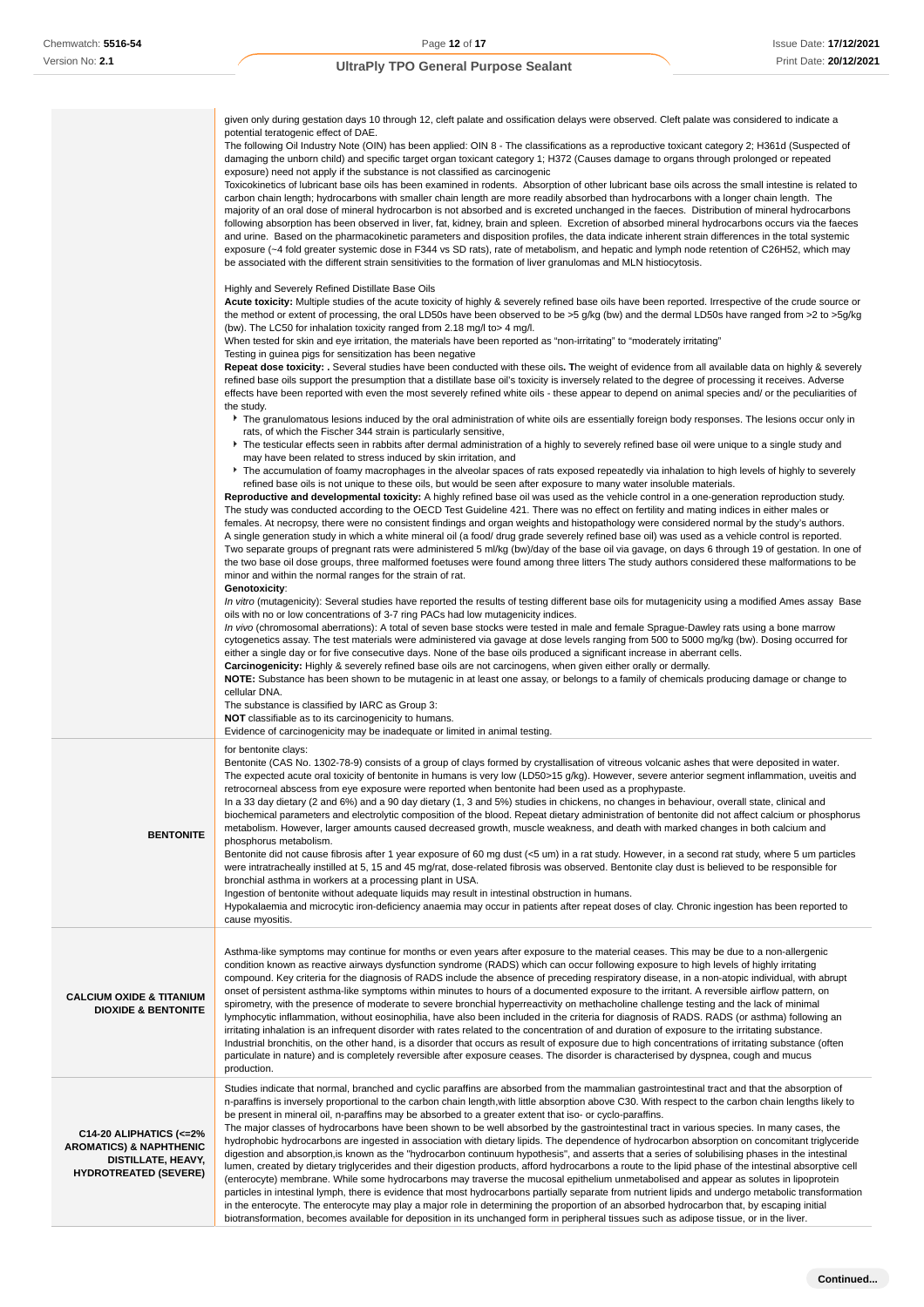| | |
|---|---|
| | given only during gestation days 10 through 12, cleft palate and ossification delays were observed. Cleft palate was considered to indicate a potential teratogenic effect of DAE.<br>The following Oil Industry Note (OIN) has been applied: OIN 8 - The classifications as a reproductive toxicant category 2; H361d (Suspected of damaging the unborn child) and specific target organ toxicant category 1; H372 (Causes damage to organs through prolonged or repeated exposure) need not apply if the substance is not classified as carcinogenic<br>Toxicokinetics of lubricant base oils has been examined in rodents. Absorption of other lubricant base oils across the small intestine is related to carbon chain length; hydrocarbons with smaller chain length are more readily absorbed than hydrocarbons with a longer chain length. The majority of an oral dose of mineral hydrocarbon is not absorbed and is excreted unchanged in the faeces. Distribution of mineral hydrocarbons following absorption has been observed in liver, fat, kidney, brain and spleen. Excretion of absorbed mineral hydrocarbons occurs via the faeces and urine. Based on the pharmacokinetic parameters and disposition profiles, the data indicate inherent strain differences in the total systemic exposure (~4 fold greater systemic dose in F344 vs SD rats), rate of metabolism, and hepatic and lymph node retention of C26H52, which may be associated with the different strain sensitivities to the formation of liver granulomas and MLN histiocytosis.<br><br>Highly and Severely Refined Distillate Base Oils<br>**Acute toxicity:** Multiple studies of the acute toxicity of highly & severely refined base oils have been reported. Irrespective of the crude source or the method or extent of processing, the oral LD50s have been observed to be >5 g/kg (bw) and the dermal LD50s have ranged from >2 to >5g/kg (bw). The LC50 for inhalation toxicity ranged from 2.18 mg/l to> 4 mg/l.<br>When tested for skin and eye irritation, the materials have been reported as "non-irritating" to "moderately irritating"<br>Testing in guinea pigs for sensitization has been negative<br>**Repeat dose toxicity: .** Several studies have been conducted with these oils**. T**he weight of evidence from all available data on highly & severely refined base oils support the presumption that a distillate base oil's toxicity is inversely related to the degree of processing it receives. Adverse effects have been reported with even the most severely refined white oils - these appear to depend on animal species and/ or the peculiarities of the study.<br>▶ The granulomatous lesions induced by the oral administration of white oils are essentially foreign body responses. The lesions occur only in rats, of which the Fischer 344 strain is particularly sensitive,<br>▶ The testicular effects seen in rabbits after dermal administration of a highly to severely refined base oil were unique to a single study and may have been related to stress induced by skin irritation, and<br>▶ The accumulation of foamy macrophages in the alveolar spaces of rats exposed repeatedly via inhalation to high levels of highly to severely refined base oils is not unique to these oils, but would be seen after exposure to many water insoluble materials.<br>**Reproductive and developmental toxicity:** A highly refined base oil was used as the vehicle control in a one-generation reproduction study. The study was conducted according to the OECD Test Guideline 421. There was no effect on fertility and mating indices in either males or females. At necropsy, there were no consistent findings and organ weights and histopathology were considered normal by the study's authors.<br>A single generation study in which a white mineral oil (a food/ drug grade severely refined base oil) was used as a vehicle control is reported. Two separate groups of pregnant rats were administered 5 ml/kg (bw)/day of the base oil via gavage, on days 6 through 19 of gestation. In one of the two base oil dose groups, three malformed foetuses were found among three litters The study authors considered these malformations to be minor and within the normal ranges for the strain of rat.<br>**Genotoxicity**:<br>*In vitro* (mutagenicity): Several studies have reported the results of testing different base oils for mutagenicity using a modified Ames assay Base oils with no or low concentrations of 3-7 ring PACs had low mutagenicity indices.<br>*In vivo* (chromosomal aberrations): A total of seven base stocks were tested in male and female Sprague-Dawley rats using a bone marrow cytogenetics assay. The test materials were administered via gavage at dose levels ranging from 500 to 5000 mg/kg (bw). Dosing occurred for either a single day or for five consecutive days. None of the base oils produced a significant increase in aberrant cells.<br>**Carcinogenicity:** Highly & severely refined base oils are not carcinogens, when given either orally or dermally.<br>**NOTE:** Substance has been shown to be mutagenic in at least one assay, or belongs to a family of chemicals producing damage or change to cellular DNA.<br>The substance is classified by IARC as Group 3:<br>**NOT** classifiable as to its carcinogenicity to humans.<br>Evidence of carcinogenicity may be inadequate or limited in animal testing. |
| **BENTONITE** | for bentonite clays:<br>Bentonite (CAS No. 1302-78-9) consists of a group of clays formed by crystallisation of vitreous volcanic ashes that were deposited in water.<br>The expected acute oral toxicity of bentonite in humans is very low (LD50>15 g/kg). However, severe anterior segment inflammation, uveitis and retrocorneal abscess from eye exposure were reported when bentonite had been used as a prophyapaste.<br>In a 33 day dietary (2 and 6%) and a 90 day dietary (1, 3 and 5%) studies in chickens, no changes in behaviour, overall state, clinical and biochemical parameters and electrolytic composition of the blood. Repeat dietary administration of bentonite did not affect calcium or phosphorus metabolism. However, larger amounts caused decreased growth, muscle weakness, and death with marked changes in both calcium and phosphorus metabolism.<br>Bentonite did not cause fibrosis after 1 year exposure of 60 mg dust (<5 um) in a rat study. However, in a second rat study, where 5 um particles were intratracheally instilled at 5, 15 and 45 mg/rat, dose-related fibrosis was observed. Bentonite clay dust is believed to be responsible for bronchial asthma in workers at a processing plant in USA.<br>Ingestion of bentonite without adequate liquids may result in intestinal obstruction in humans.<br>Hypokalaemia and microcytic iron-deficiency anaemia may occur in patients after repeat doses of clay. Chronic ingestion has been reported to cause myositis. |
| **CALCIUM OXIDE & TITANIUM DIOXIDE & BENTONITE** | Asthma-like symptoms may continue for months or even years after exposure to the material ceases. This may be due to a non-allergenic condition known as reactive airways dysfunction syndrome (RADS) which can occur following exposure to high levels of highly irritating compound. Key criteria for the diagnosis of RADS include the absence of preceding respiratory disease, in a non-atopic individual, with abrupt onset of persistent asthma-like symptoms within minutes to hours of a documented exposure to the irritant. A reversible airflow pattern, on spirometry, with the presence of moderate to severe bronchial hyperreactivity on methacholine challenge testing and the lack of minimal lymphocytic inflammation, without eosinophilia, have also been included in the criteria for diagnosis of RADS. RADS (or asthma) following an irritating inhalation is an infrequent disorder with rates related to the concentration of and duration of exposure to the irritating substance. Industrial bronchitis, on the other hand, is a disorder that occurs as result of exposure due to high concentrations of irritating substance (often particulate in nature) and is completely reversible after exposure ceases. The disorder is characterised by dyspnea, cough and mucus production. |
| **C14-20 ALIPHATICS (<=2% AROMATICS) & NAPHTHENIC DISTILLATE, HEAVY, HYDROTREATED (SEVERE)** | Studies indicate that normal, branched and cyclic paraffins are absorbed from the mammalian gastrointestinal tract and that the absorption of n-paraffins is inversely proportional to the carbon chain length,with little absorption above C30. With respect to the carbon chain lengths likely to be present in mineral oil, n-paraffins may be absorbed to a greater extent that iso- or cyclo-paraffins.<br>The major classes of hydrocarbons have been shown to be well absorbed by the gastrointestinal tract in various species. In many cases, the hydrophobic hydrocarbons are ingested in association with dietary lipids. The dependence of hydrocarbon absorption on concomitant triglyceride digestion and absorption,is known as the "hydrocarbon continuum hypothesis", and asserts that a series of solubilising phases in the intestinal lumen, created by dietary triglycerides and their digestion products, afford hydrocarbons a route to the lipid phase of the intestinal absorptive cell (enterocyte) membrane. While some hydrocarbons may traverse the mucosal epithelium unmetabolised and appear as solutes in lipoprotein particles in intestinal lymph, there is evidence that most hydrocarbons partially separate from nutrient lipids and undergo metabolic transformation in the enterocyte. The enterocyte may play a major role in determining the proportion of an absorbed hydrocarbon that, by escaping initial biotransformation, becomes available for deposition in its unchanged form in peripheral tissues such as adipose tissue, or in the liver. |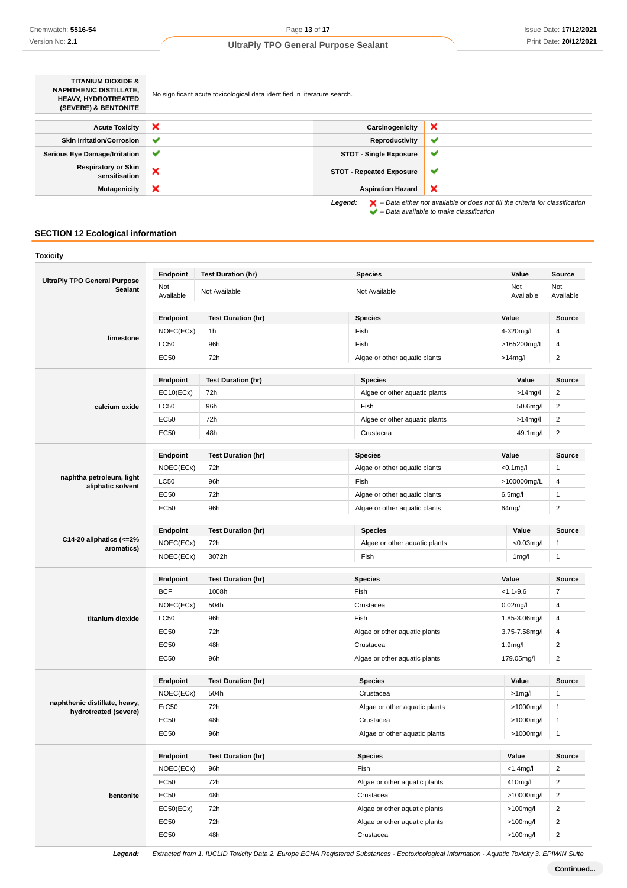| TITANIUM DIOXIDE & NAPHTHENIC DISTILLATE, HEAVY, HYDROTREATED (SEVERE) & BENTONITE | No significant acute toxicological data identified in literature search. |
|---|---|

| | | | |
|---|---|---|---|
| **Acute Toxicity** | ❌ | **Carcinogenicity** | ❌ |
| **Skin Irritation/Corrosion** | ✔ | **Reproductivity** | ✔ |
| **Serious Eye Damage/Irritation** | ✔ | **STOT - Single Exposure** | ✔ |
| **Respiratory or Skin sensitisation** | ❌ | **STOT - Repeated Exposure** | ✔ |
| **Mutagenicity** | ❌ | **Aspiration Hazard** | ❌ |

***Legend:*** ❌ *– Data either not available or does not fill the criteria for classification*
✔ *– Data available to make classification*

## SECTION 12 Ecological information

### Toxicity

| | Endpoint | Test Duration (hr) | Species | Value | Source |
|---|---|---|---|---|---|
| **UltraPly TPO General Purpose Sealant** | Not Available | Not Available | Not Available | Not Available | Not Available |
| **limestone** | NOEC(ECx) | 1h | Fish | 4-320mg/l | 4 |
| | LC50 | 96h | Fish | >165200mg/L | 4 |
| | EC50 | 72h | Algae or other aquatic plants | >14mg/l | 2 |
| **calcium oxide** | EC10(ECx) | 72h | Algae or other aquatic plants | >14mg/l | 2 |
| | LC50 | 96h | Fish | 50.6mg/l | 2 |
| | EC50 | 72h | Algae or other aquatic plants | >14mg/l | 2 |
| | EC50 | 48h | Crustacea | 49.1mg/l | 2 |
| **naphtha petroleum, light aliphatic solvent** | NOEC(ECx) | 72h | Algae or other aquatic plants | <0.1mg/l | 1 |
| | LC50 | 96h | Fish | >100000mg/L | 4 |
| | EC50 | 72h | Algae or other aquatic plants | 6.5mg/l | 1 |
| | EC50 | 96h | Algae or other aquatic plants | 64mg/l | 2 |
| **C14-20 aliphatics (<=2% aromatics)** | NOEC(ECx) | 72h | Algae or other aquatic plants | <0.03mg/l | 1 |
| | NOEC(ECx) | 3072h | Fish | 1mg/l | 1 |
| **titanium dioxide** | BCF | 1008h | Fish | <1.1-9.6 | 7 |
| | NOEC(ECx) | 504h | Crustacea | 0.02mg/l | 4 |
| | LC50 | 96h | Fish | 1.85-3.06mg/l | 4 |
| | EC50 | 72h | Algae or other aquatic plants | 3.75-7.58mg/l | 4 |
| | EC50 | 48h | Crustacea | 1.9mg/l | 2 |
| | EC50 | 96h | Algae or other aquatic plants | 179.05mg/l | 2 |
| **naphthenic distillate, heavy, hydrotreated (severe)** | NOEC(ECx) | 504h | Crustacea | >1mg/l | 1 |
| | ErC50 | 72h | Algae or other aquatic plants | >1000mg/l | 1 |
| | EC50 | 48h | Crustacea | >1000mg/l | 1 |
| | EC50 | 96h | Algae or other aquatic plants | >1000mg/l | 1 |
| **bentonite** | NOEC(ECx) | 96h | Fish | <1.4mg/l | 2 |
| | EC50 | 72h | Algae or other aquatic plants | 410mg/l | 2 |
| | EC50 | 48h | Crustacea | >10000mg/l | 2 |
| | EC50(ECx) | 72h | Algae or other aquatic plants | >100mg/l | 2 |
| | EC50 | 72h | Algae or other aquatic plants | >100mg/l | 2 |
| | EC50 | 48h | Crustacea | >100mg/l | 2 |

***Legend:*** *Extracted from 1. IUCLID Toxicity Data 2. Europe ECHA Registered Substances - Ecotoxicological Information - Aquatic Toxicity 3. EPIWIN Suite*

**Continued...**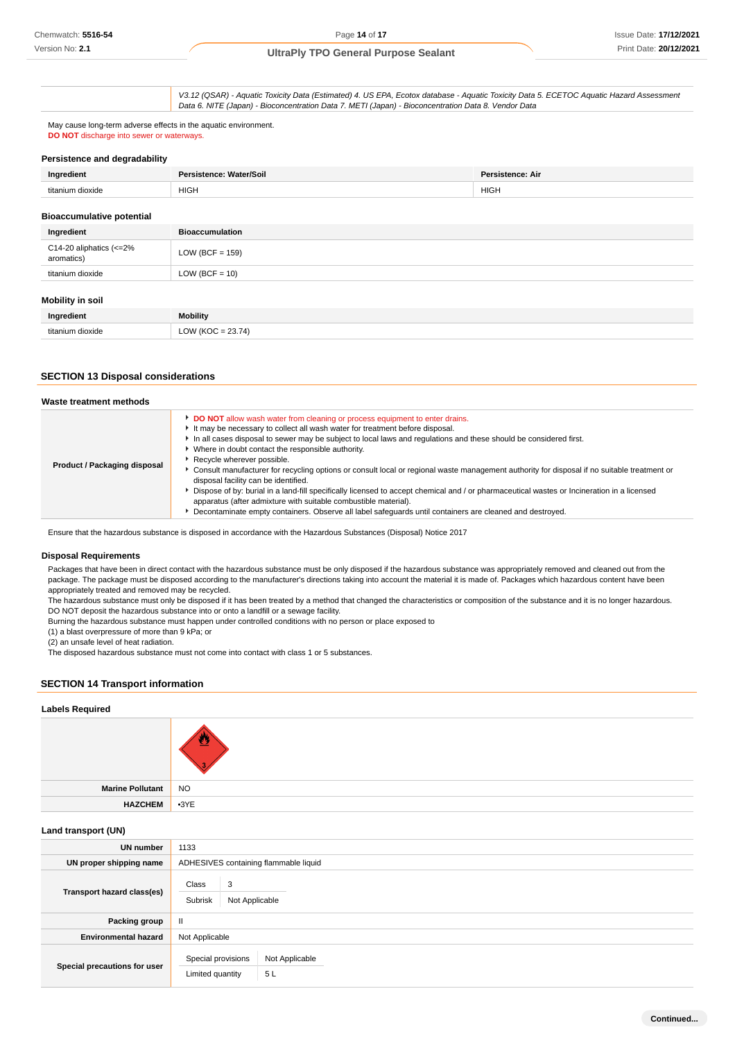| | V3.12 (QSAR) - Aquatic Toxicity Data (Estimated) 4. US EPA, Ecotox database - Aquatic Toxicity Data 5. ECETOC Aquatic Hazard Assessment Data 6. NITE (Japan) - Bioconcentration Data 7. METI (Japan) - Bioconcentration Data 8. Vendor Data |
|---|---|

May cause long-term adverse effects in the aquatic environment.
**DO NOT** discharge into sewer or waterways.

### Persistence and degradability

| Ingredient | Persistence: Water/Soil | Persistence: Air |
|---|---|---|
| titanium dioxide | HIGH | HIGH |

### Bioaccumulative potential

| Ingredient | Bioaccumulation |
|---|---|
| C14-20 aliphatics (<=2% aromatics) | LOW (BCF = 159) |
| titanium dioxide | LOW (BCF = 10) |

### Mobility in soil

| Ingredient | Mobility |
|---|---|
| titanium dioxide | LOW (KOC = 23.74) |

## SECTION 13 Disposal considerations

### Waste treatment methods

| | |
|---|---|
| **Product / Packaging disposal** | - **DO NOT** allow wash water from cleaning or process equipment to enter drains. - It may be necessary to collect all wash water for treatment before disposal. - In all cases disposal to sewer may be subject to local laws and regulations and these should be considered first. - Where in doubt contact the responsible authority. - Recycle wherever possible. - Consult manufacturer for recycling options or consult local or regional waste management authority for disposal if no suitable treatment or disposal facility can be identified. - Dispose of by: burial in a land-fill specifically licensed to accept chemical and / or pharmaceutical wastes or Incineration in a licensed apparatus (after admixture with suitable combustible material). - Decontaminate empty containers. Observe all label safeguards until containers are cleaned and destroyed. |

Ensure that the hazardous substance is disposed in accordance with the Hazardous Substances (Disposal) Notice 2017

### Disposal Requirements

Packages that have been in direct contact with the hazardous substance must be only disposed if the hazardous substance was appropriately removed and cleaned out from the package. The package must be disposed according to the manufacturer's directions taking into account the material it is made of. Packages which hazardous content have been appropriately treated and removed may be recycled.
The hazardous substance must only be disposed if it has been treated by a method that changed the characteristics or composition of the substance and it is no longer hazardous.
DO NOT deposit the hazardous substance into or onto a landfill or a sewage facility.
Burning the hazardous substance must happen under controlled conditions with no person or place exposed to
(1) a blast overpressure of more than 9 kPa; or
(2) an unsafe level of heat radiation.
The disposed hazardous substance must not come into contact with class 1 or 5 substances.

## SECTION 14 Transport information

### Labels Required

| | |
|---|---|
| | 3 |
| **Marine Pollutant** | NO |
| **HAZCHEM** | •3YE |

### Land transport (UN)

| | |
|---|---|
| **UN number** | 1133 |
| **UN proper shipping name** | ADHESIVES containing flammable liquid |
| **Transport hazard class(es)** | Class: 3; Subrisk: Not Applicable |
| **Packing group** | II |
| **Environmental hazard** | Not Applicable |
| **Special precautions for user** | Special provisions: Not Applicable; Limited quantity: 5 L |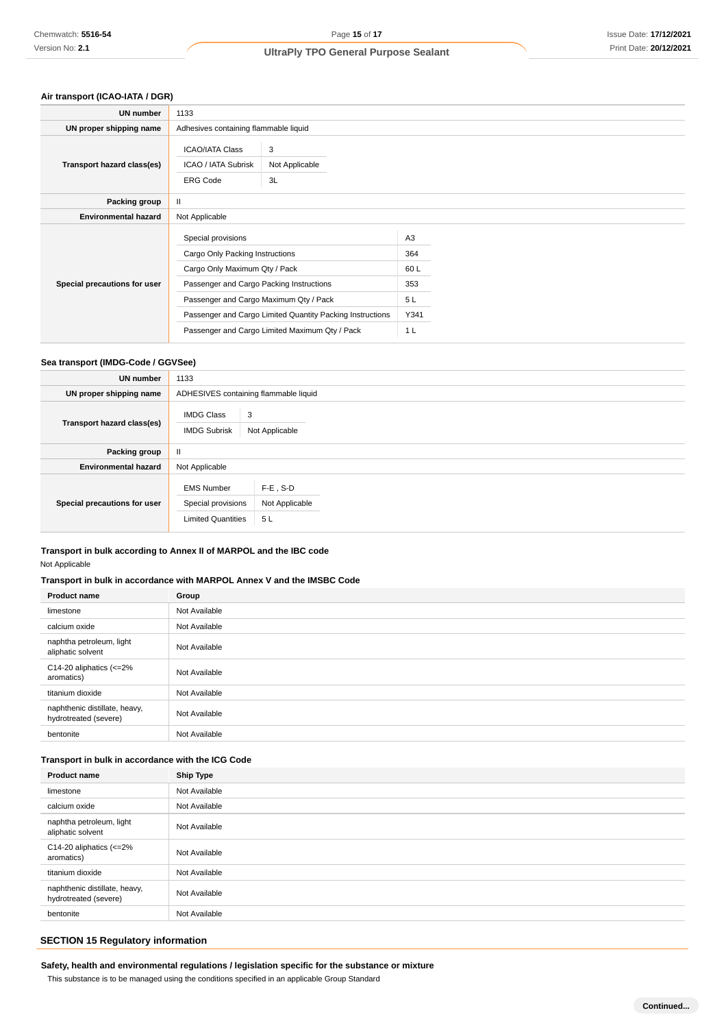### Air transport (ICAO-IATA / DGR)

| | |
|---|---|
| **UN number** | 1133 |
| **UN proper shipping name** | Adhesives containing flammable liquid |
| **Transport hazard class(es)** | ICAO/IATA Class: 3<br>ICAO / IATA Subrisk: Not Applicable<br>ERG Code: 3L |
| **Packing group** | II |
| **Environmental hazard** | Not Applicable |
| **Special precautions for user** | Special provisions: A3<br>Cargo Only Packing Instructions: 364<br>Cargo Only Maximum Qty / Pack: 60 L<br>Passenger and Cargo Packing Instructions: 353<br>Passenger and Cargo Maximum Qty / Pack: 5 L<br>Passenger and Cargo Limited Quantity Packing Instructions: Y341<br>Passenger and Cargo Limited Maximum Qty / Pack: 1 L |

### Sea transport (IMDG-Code / GGVSee)

| | |
|---|---|
| **UN number** | 1133 |
| **UN proper shipping name** | ADHESIVES containing flammable liquid |
| **Transport hazard class(es)** | IMDG Class: 3<br>IMDG Subrisk: Not Applicable |
| **Packing group** | II |
| **Environmental hazard** | Not Applicable |
| **Special precautions for user** | EMS Number: F-E , S-D<br>Special provisions: Not Applicable<br>Limited Quantities: 5 L |

### Transport in bulk according to Annex II of MARPOL and the IBC code

Not Applicable

### Transport in bulk in accordance with MARPOL Annex V and the IMSBC Code

| Product name | Group |
|---|---|
| limestone | Not Available |
| calcium oxide | Not Available |
| naphtha petroleum, light aliphatic solvent | Not Available |
| C14-20 aliphatics (<=2% aromatics) | Not Available |
| titanium dioxide | Not Available |
| naphthenic distillate, heavy, hydrotreated (severe) | Not Available |
| bentonite | Not Available |

### Transport in bulk in accordance with the ICG Code

| Product name | Ship Type |
|---|---|
| limestone | Not Available |
| calcium oxide | Not Available |
| naphtha petroleum, light aliphatic solvent | Not Available |
| C14-20 aliphatics (<=2% aromatics) | Not Available |
| titanium dioxide | Not Available |
| naphthenic distillate, heavy, hydrotreated (severe) | Not Available |
| bentonite | Not Available |

## SECTION 15 Regulatory information

### Safety, health and environmental regulations / legislation specific for the substance or mixture

This substance is to be managed using the conditions specified in an applicable Group Standard

**Continued...**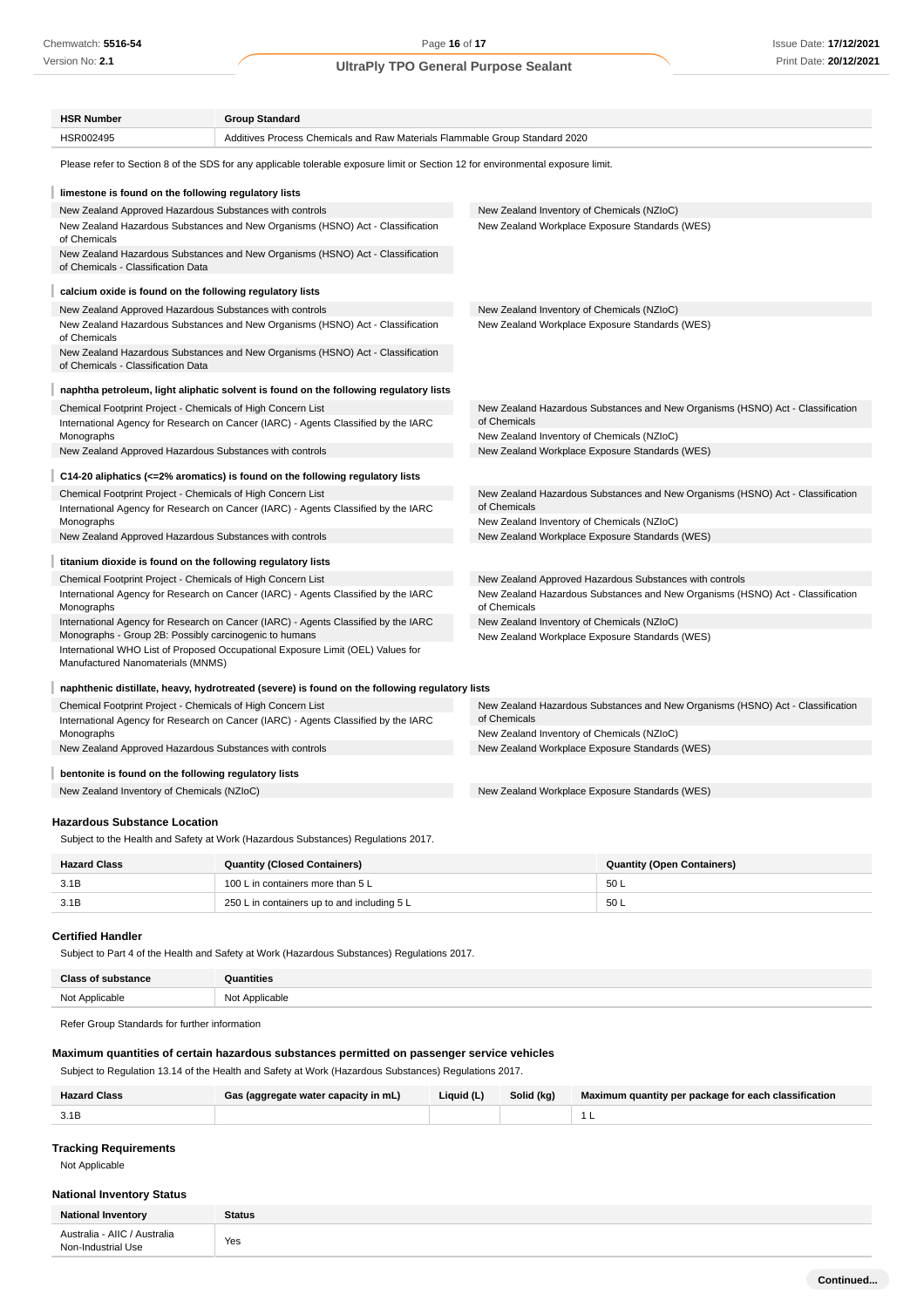| HSR Number | Group Standard |
|---|---|
| HSR002495 | Additives Process Chemicals and Raw Materials Flammable Group Standard 2020 |

Please refer to Section 8 of the SDS for any applicable tolerable exposure limit or Section 12 for environmental exposure limit.

**limestone is found on the following regulatory lists**

| | |
|---|---|
| New Zealand Approved Hazardous Substances with controls | New Zealand Inventory of Chemicals (NZIoC) |
| New Zealand Hazardous Substances and New Organisms (HSNO) Act - Classification of Chemicals | New Zealand Workplace Exposure Standards (WES) |
| New Zealand Hazardous Substances and New Organisms (HSNO) Act - Classification of Chemicals - Classification Data | |

**calcium oxide is found on the following regulatory lists**

| | |
|---|---|
| New Zealand Approved Hazardous Substances with controls | New Zealand Inventory of Chemicals (NZIoC) |
| New Zealand Hazardous Substances and New Organisms (HSNO) Act - Classification of Chemicals | New Zealand Workplace Exposure Standards (WES) |
| New Zealand Hazardous Substances and New Organisms (HSNO) Act - Classification of Chemicals - Classification Data | |

**naphtha petroleum, light aliphatic solvent is found on the following regulatory lists**

| | |
|---|---|
| Chemical Footprint Project - Chemicals of High Concern List | New Zealand Hazardous Substances and New Organisms (HSNO) Act - Classification of Chemicals |
| International Agency for Research on Cancer (IARC) - Agents Classified by the IARC Monographs | New Zealand Inventory of Chemicals (NZIoC) |
| New Zealand Approved Hazardous Substances with controls | New Zealand Workplace Exposure Standards (WES) |

**C14-20 aliphatics (<=2% aromatics) is found on the following regulatory lists**

| | |
|---|---|
| Chemical Footprint Project - Chemicals of High Concern List | New Zealand Hazardous Substances and New Organisms (HSNO) Act - Classification of Chemicals |
| International Agency for Research on Cancer (IARC) - Agents Classified by the IARC Monographs | New Zealand Inventory of Chemicals (NZIoC) |
| New Zealand Approved Hazardous Substances with controls | New Zealand Workplace Exposure Standards (WES) |

**titanium dioxide is found on the following regulatory lists**

| | |
|---|---|
| Chemical Footprint Project - Chemicals of High Concern List | New Zealand Approved Hazardous Substances with controls |
| International Agency for Research on Cancer (IARC) - Agents Classified by the IARC Monographs | New Zealand Hazardous Substances and New Organisms (HSNO) Act - Classification of Chemicals |
| International Agency for Research on Cancer (IARC) - Agents Classified by the IARC Monographs - Group 2B: Possibly carcinogenic to humans | New Zealand Inventory of Chemicals (NZIoC) |
| International WHO List of Proposed Occupational Exposure Limit (OEL) Values for Manufactured Nanomaterials (MNMS) | New Zealand Workplace Exposure Standards (WES) |

**naphthenic distillate, heavy, hydrotreated (severe) is found on the following regulatory lists**

| | |
|---|---|
| Chemical Footprint Project - Chemicals of High Concern List | New Zealand Hazardous Substances and New Organisms (HSNO) Act - Classification of Chemicals |
| International Agency for Research on Cancer (IARC) - Agents Classified by the IARC Monographs | New Zealand Inventory of Chemicals (NZIoC) |
| New Zealand Approved Hazardous Substances with controls | New Zealand Workplace Exposure Standards (WES) |

**bentonite is found on the following regulatory lists**

| | |
|---|---|
| New Zealand Inventory of Chemicals (NZIoC) | New Zealand Workplace Exposure Standards (WES) |

### Hazardous Substance Location

Subject to the Health and Safety at Work (Hazardous Substances) Regulations 2017.

| Hazard Class | Quantity (Closed Containers) | Quantity (Open Containers) |
|---|---|---|
| 3.1B | 100 L in containers more than 5 L | 50 L |
| 3.1B | 250 L in containers up to and including 5 L | 50 L |

### Certified Handler

Subject to Part 4 of the Health and Safety at Work (Hazardous Substances) Regulations 2017.

| Class of substance | Quantities |
|---|---|
| Not Applicable | Not Applicable |

Refer Group Standards for further information

### Maximum quantities of certain hazardous substances permitted on passenger service vehicles

Subject to Regulation 13.14 of the Health and Safety at Work (Hazardous Substances) Regulations 2017.

| Hazard Class | Gas (aggregate water capacity in mL) | Liquid (L) | Solid (kg) | Maximum quantity per package for each classification |
|---|---|---|---|---|
| 3.1B | | | | 1 L |

### Tracking Requirements

Not Applicable

### National Inventory Status

| National Inventory | Status |
|---|---|
| Australia - AIIC / Australia Non-Industrial Use | Yes |

Continued...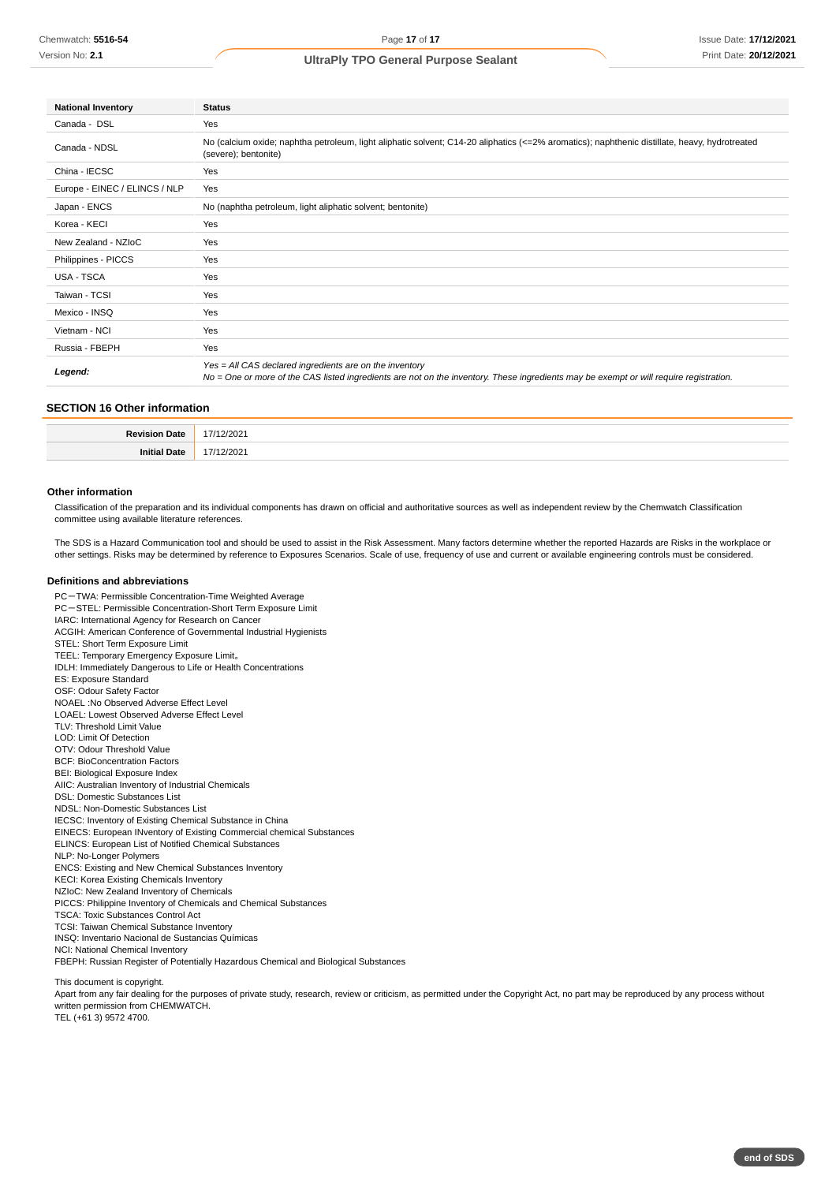| National Inventory | Status |
| --- | --- |
| Canada - DSL | Yes |
| Canada - NDSL | No (calcium oxide; naphtha petroleum, light aliphatic solvent; C14-20 aliphatics (<=2% aromatics); naphthenic distillate, heavy, hydrotreated (severe); bentonite) |
| China - IECSC | Yes |
| Europe - EINEC / ELINCS / NLP | Yes |
| Japan - ENCS | No (naphtha petroleum, light aliphatic solvent; bentonite) |
| Korea - KECI | Yes |
| New Zealand - NZIoC | Yes |
| Philippines - PICCS | Yes |
| USA - TSCA | Yes |
| Taiwan - TCSI | Yes |
| Mexico - INSQ | Yes |
| Vietnam - NCI | Yes |
| Russia - FBEPH | Yes |
| ***Legend:*** | *Yes = All CAS declared ingredients are on the inventory*<br>*No = One or more of the CAS listed ingredients are not on the inventory. These ingredients may be exempt or will require registration.* |

## SECTION 16 Other information

| | |
| --- | --- |
| **Revision Date** | 17/12/2021 |
| **Initial Date** | 17/12/2021 |

### Other information

Classification of the preparation and its individual components has drawn on official and authoritative sources as well as independent review by the Chemwatch Classification committee using available literature references.

The SDS is a Hazard Communication tool and should be used to assist in the Risk Assessment. Many factors determine whether the reported Hazards are Risks in the workplace or other settings. Risks may be determined by reference to Exposures Scenarios. Scale of use, frequency of use and current or available engineering controls must be considered.

### Definitions and abbreviations

PC－TWA: Permissible Concentration-Time Weighted Average
PC－STEL: Permissible Concentration-Short Term Exposure Limit
IARC: International Agency for Research on Cancer
ACGIH: American Conference of Governmental Industrial Hygienists
STEL: Short Term Exposure Limit
TEEL: Temporary Emergency Exposure Limit。
IDLH: Immediately Dangerous to Life or Health Concentrations
ES: Exposure Standard
OSF: Odour Safety Factor
NOAEL :No Observed Adverse Effect Level
LOAEL: Lowest Observed Adverse Effect Level
TLV: Threshold Limit Value
LOD: Limit Of Detection
OTV: Odour Threshold Value
BCF: BioConcentration Factors
BEI: Biological Exposure Index
AIIC: Australian Inventory of Industrial Chemicals
DSL: Domestic Substances List
NDSL: Non-Domestic Substances List
IECSC: Inventory of Existing Chemical Substance in China
EINECS: European INventory of Existing Commercial chemical Substances
ELINCS: European List of Notified Chemical Substances
NLP: No-Longer Polymers
ENCS: Existing and New Chemical Substances Inventory
KECI: Korea Existing Chemicals Inventory
NZIoC: New Zealand Inventory of Chemicals
PICCS: Philippine Inventory of Chemicals and Chemical Substances
TSCA: Toxic Substances Control Act
TCSI: Taiwan Chemical Substance Inventory
INSQ: Inventario Nacional de Sustancias Químicas
NCI: National Chemical Inventory
FBEPH: Russian Register of Potentially Hazardous Chemical and Biological Substances

This document is copyright.
Apart from any fair dealing for the purposes of private study, research, review or criticism, as permitted under the Copyright Act, no part may be reproduced by any process without written permission from CHEMWATCH.
TEL (+61 3) 9572 4700.

end of SDS